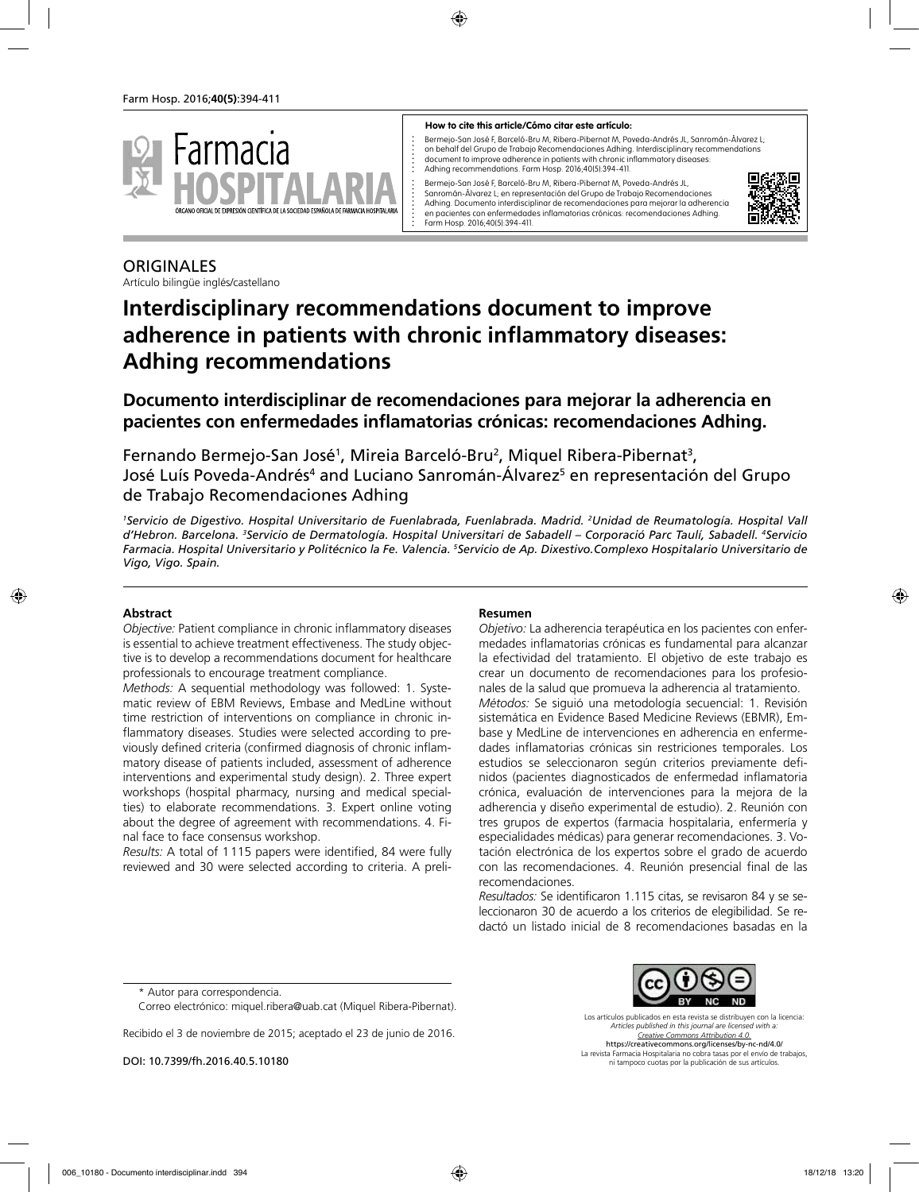**How to cite this article/Cómo citar este artículo:**

Bermejo-San José F, Barceló-Bru M, Ribera-Pibernat M, Poveda-Andrés JL, Sanromán-Álvarez L; on behalf del Grupo de Trabajo Recomendaciones Adhing. Interdisciplinary recommendations document to improve adherence in patients with chronic inflammatory diseases: Adhing recommendations. Farm Hosp. 2016;40(5):394-411.

Bermejo-San José F, Barceló-Bru M, Ribera-Pibernat M, Poveda-Andrés JL, Sanromán-Álvarez L; en representación del Grupo de Trabajo Recomendaciones Adhing. Documento interdisciplinar de recomendaciones para mejorar la adherencia en pacientes con enfermedades inflamatorias crónicas: recomendaciones Adhing. Farm Hosp. 2016;40(5):394-411.

ORIGINALES

Artículo bilingüe inglés/castellano

# Interdisciplinary recommendations document to improve adherence in patients with chronic inflammatory diseases: Adhing recommendations

## Documento interdisciplinar de recomendaciones para mejorar la adherencia en pacientes con enfermedades inflamatorias crónicas: recomendaciones Adhing.

Fernando Bermejo-San José[1], Mireia Barceló-Bru[2], Miquel Ribera-Pibernat[3], José Luís Poveda-Andrés[4] and Luciano Sanromán-Álvarez[5] en representación del Grupo de Trabajo Recomendaciones Adhing

*[1]Servicio de Digestivo. Hospital Universitario de Fuenlabrada, Fuenlabrada. Madrid. [2]Unidad de Reumatología. Hospital Vall d'Hebron. Barcelona. [3]Servicio de Dermatología. Hospital Universitari de Sabadell – Corporació Parc Taulí, Sabadell. [4]Servicio Farmacia. Hospital Universitario y Politécnico la Fe. Valencia. [5]Servicio de Ap. Dixestivo.Complexo Hospitalario Universitario de Vigo, Vigo. Spain.*

**Abstract**

*Objective:* Patient compliance in chronic inflammatory diseases is essential to achieve treatment effectiveness. The study objective is to develop a recommendations document for healthcare professionals to encourage treatment compliance.

*Methods:* A sequential methodology was followed: 1. Systematic review of EBM Reviews, Embase and MedLine without time restriction of interventions on compliance in chronic inflammatory diseases. Studies were selected according to previously defined criteria (confirmed diagnosis of chronic inflammatory disease of patients included, assessment of adherence interventions and experimental study design). 2. Three expert workshops (hospital pharmacy, nursing and medical specialties) to elaborate recommendations. 3. Expert online voting about the degree of agreement with recommendations. 4. Final face to face consensus workshop.

*Results:* A total of 1 115 papers were identified, 84 were fully reviewed and 30 were selected according to criteria. A preli-

**Resumen**

*Objetivo:* La adherencia terapéutica en los pacientes con enfermedades inflamatorias crónicas es fundamental para alcanzar la efectividad del tratamiento. El objetivo de este trabajo es crear un documento de recomendaciones para los profesionales de la salud que promueva la adherencia al tratamiento.

*Métodos:* Se siguió una metodología secuencial: 1. Revisión sistemática en Evidence Based Medicine Reviews (EBMR), Embase y MedLine de intervenciones en adherencia en enfermedades inflamatorias crónicas sin restriciones temporales. Los estudios se seleccionaron según criterios previamente definidos (pacientes diagnosticados de enfermedad inflamatoria crónica, evaluación de intervenciones para la mejora de la adherencia y diseño experimental de estudio). 2. Reunión con tres grupos de expertos (farmacia hospitalaria, enfermería y especialidades médicas) para generar recomendaciones. 3. Votación electrónica de los expertos sobre el grado de acuerdo con las recomendaciones. 4. Reunión presencial final de las recomendaciones.

*Resultados:* Se identificaron 1.115 citas, se revisaron 84 y se seleccionaron 30 de acuerdo a los criterios de elegibilidad. Se redactó un listado inicial de 8 recomendaciones basadas en la

\* Autor para correspondencia.

Correo electrónico: miquel.ribera@uab.cat (Miquel Ribera-Pibernat).

Recibido el 3 de noviembre de 2015; aceptado el 23 de junio de 2016.

DOI: 10.7399/fh.2016.40.5.10180

Los artículos publicados en esta revista se distribuyen con la licencia: *Articles published in this journal are licensed with a: Creative Commons Attribution 4.0.* https://creativecommons.org/licenses/by-nc-nd/4.0/ La revista Farmacia Hospitalaria no cobra tasas por el envío de trabajos, ni tampoco cuotas por la publicación de sus artículos.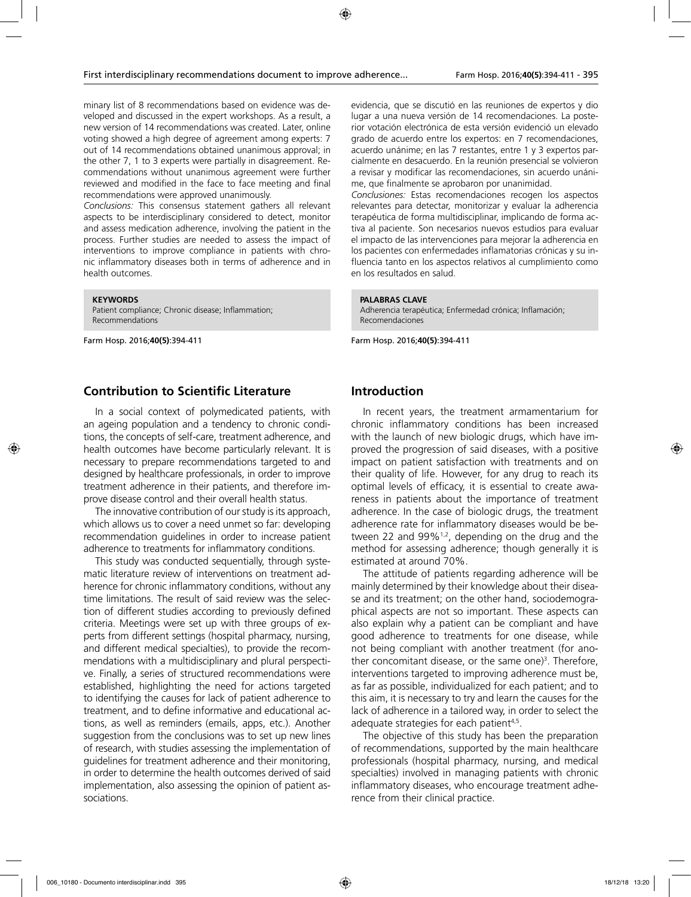minary list of 8 recommendations based on evidence was developed and discussed in the expert workshops. As a result, a new version of 14 recommendations was created. Later, online voting showed a high degree of agreement among experts: 7 out of 14 recommendations obtained unanimous approval; in the other 7, 1 to 3 experts were partially in disagreement. Recommendations without unanimous agreement were further reviewed and modified in the face to face meeting and final recommendations were approved unanimously.

*Conclusions:* This consensus statement gathers all relevant aspects to be interdisciplinary considered to detect, monitor and assess medication adherence, involving the patient in the process. Further studies are needed to assess the impact of interventions to improve compliance in patients with chronic inflammatory diseases both in terms of adherence and in health outcomes.

**KEYWORDS**

Patient compliance; Chronic disease; Inflammation; Recommendations

Farm Hosp. 2016;**40(5)**:394-411

evidencia, que se discutió en las reuniones de expertos y dio lugar a una nueva versión de 14 recomendaciones. La posterior votación electrónica de esta versión evidenció un elevado grado de acuerdo entre los expertos: en 7 recomendaciones, acuerdo unánime; en las 7 restantes, entre 1 y 3 expertos parcialmente en desacuerdo. En la reunión presencial se volvieron a revisar y modificar las recomendaciones, sin acuerdo unánime, que finalmente se aprobaron por unanimidad.

*Conclusiones:* Estas recomendaciones recogen los aspectos relevantes para detectar, monitorizar y evaluar la adherencia terapéutica de forma multidisciplinar, implicando de forma activa al paciente. Son necesarios nuevos estudios para evaluar el impacto de las intervenciones para mejorar la adherencia en los pacientes con enfermedades inflamatorias crónicas y su influencia tanto en los aspectos relativos al cumplimiento como en los resultados en salud.

**PALABRAS CLAVE**

Adherencia terapéutica; Enfermedad crónica; Inflamación; Recomendaciones

Farm Hosp. 2016;**40(5)**:394-411

## Contribution to Scientific Literature

In a social context of polymedicated patients, with an ageing population and a tendency to chronic conditions, the concepts of self-care, treatment adherence, and health outcomes have become particularly relevant. It is necessary to prepare recommendations targeted to and designed by healthcare professionals, in order to improve treatment adherence in their patients, and therefore improve disease control and their overall health status.

The innovative contribution of our study is its approach, which allows us to cover a need unmet so far: developing recommendation guidelines in order to increase patient adherence to treatments for inflammatory conditions.

This study was conducted sequentially, through systematic literature review of interventions on treatment adherence for chronic inflammatory conditions, without any time limitations. The result of said review was the selection of different studies according to previously defined criteria. Meetings were set up with three groups of experts from different settings (hospital pharmacy, nursing, and different medical specialties), to provide the recommendations with a multidisciplinary and plural perspective. Finally, a series of structured recommendations were established, highlighting the need for actions targeted to identifying the causes for lack of patient adherence to treatment, and to define informative and educational actions, as well as reminders (emails, apps, etc.). Another suggestion from the conclusions was to set up new lines of research, with studies assessing the implementation of guidelines for treatment adherence and their monitoring, in order to determine the health outcomes derived of said implementation, also assessing the opinion of patient associations.

## Introduction

In recent years, the treatment armamentarium for chronic inflammatory conditions has been increased with the launch of new biologic drugs, which have improved the progression of said diseases, with a positive impact on patient satisfaction with treatments and on their quality of life. However, for any drug to reach its optimal levels of efficacy, it is essential to create awareness in patients about the importance of treatment adherence. In the case of biologic drugs, the treatment adherence rate for inflammatory diseases would be between 22 and 99%[1,2], depending on the drug and the method for assessing adherence; though generally it is estimated at around 70%.

The attitude of patients regarding adherence will be mainly determined by their knowledge about their disease and its treatment; on the other hand, sociodemographical aspects are not so important. These aspects can also explain why a patient can be compliant and have good adherence to treatments for one disease, while not being compliant with another treatment (for another concomitant disease, or the same one)[3]. Therefore, interventions targeted to improving adherence must be, as far as possible, individualized for each patient; and to this aim, it is necessary to try and learn the causes for the lack of adherence in a tailored way, in order to select the adequate strategies for each patient[4,5].

The objective of this study has been the preparation of recommendations, supported by the main healthcare professionals (hospital pharmacy, nursing, and medical specialties) involved in managing patients with chronic inflammatory diseases, who encourage treatment adherence from their clinical practice.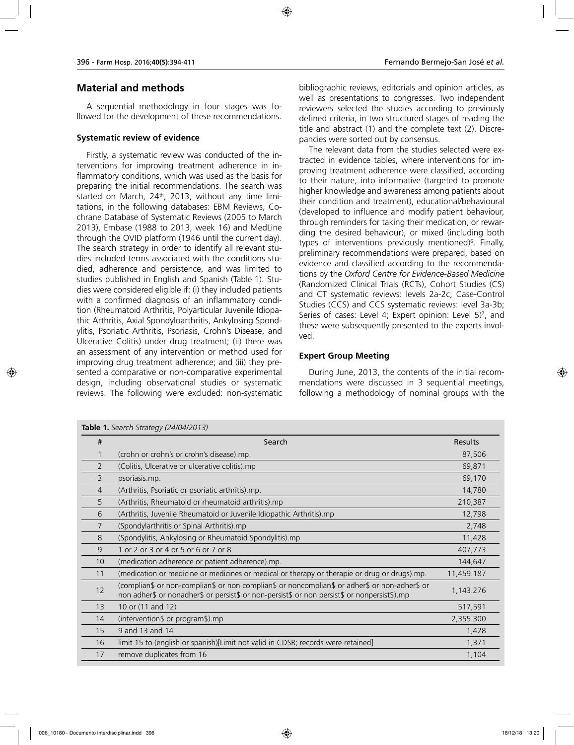## Material and methods

A sequential methodology in four stages was followed for the development of these recommendations.

### Systematic review of evidence

Firstly, a systematic review was conducted of the interventions for improving treatment adherence in inflammatory conditions, which was used as the basis for preparing the initial recommendations. The search was started on March, 24th, 2013, without any time limitations, in the following databases: EBM Reviews, Cochrane Database of Systematic Reviews (2005 to March 2013), Embase (1988 to 2013, week 16) and MedLine through the OVID platform (1946 until the current day). The search strategy in order to identify all relevant studies included terms associated with the conditions studied, adherence and persistence, and was limited to studies published in English and Spanish (Table 1). Studies were considered eligible if: (i) they included patients with a confirmed diagnosis of an inflammatory condition (Rheumatoid Arthritis, Polyarticular Juvenile Idiopathic Arthritis, Axial Spondyloarthritis, Ankylosing Spondylitis, Psoriatic Arthritis, Psoriasis, Crohn's Disease, and Ulcerative Colitis) under drug treatment; (ii) there was an assessment of any intervention or method used for improving drug treatment adherence; and (iii) they presented a comparative or non-comparative experimental design, including observational studies or systematic reviews. The following were excluded: non-systematic bibliographic reviews, editorials and opinion articles, as well as presentations to congresses. Two independent reviewers selected the studies according to previously defined criteria, in two structured stages of reading the title and abstract (1) and the complete text (2). Discrepancies were sorted out by consensus.

The relevant data from the studies selected were extracted in evidence tables, where interventions for improving treatment adherence were classified, according to their nature, into informative (targeted to promote higher knowledge and awareness among patients about their condition and treatment), educational/behavioural (developed to influence and modify patient behaviour, through reminders for taking their medication, or rewarding the desired behaviour), or mixed (including both types of interventions previously mentioned)[6]. Finally, preliminary recommendations were prepared, based on evidence and classified according to the recommendations by the *Oxford Centre for Evidence-Based Medicine* (Randomized Clinical Trials (RCTs), Cohort Studies (CS) and CT systematic reviews: levels 2a-2c; Case-Control Studies (CCS) and CCS systematic reviews: level 3a-3b; Series of cases: Level 4; Expert opinion: Level 5)[7], and these were subsequently presented to the experts involved.

### Expert Group Meeting

During June, 2013, the contents of the initial recommendations were discussed in 3 sequential meetings, following a methodology of nominal groups with the

**Table 1.** *Search Strategy (24/04/2013)*

| # | Search | Results |
|---|---|---|
| 1 | (crohn or crohn's or crohn's disease).mp. | 87,506 |
| 2 | (Colitis, Ulcerative or ulcerative colitis).mp | 69,871 |
| 3 | psoriasis.mp. | 69,170 |
| 4 | (Arthritis, Psoriatic or psoriatic arthritis).mp. | 14,780 |
| 5 | (Arthritis, Rheumatoid or rheumatoid arthritis).mp | 210,387 |
| 6 | (Arthritis, Juvenile Rheumatoid or Juvenile Idiopathic Arthritis).mp | 12,798 |
| 7 | (Spondylarthritis or Spinal Arthritis).mp | 2,748 |
| 8 | (Spondylitis, Ankylosing or Rheumatoid Spondylitis).mp | 11,428 |
| 9 | 1 or 2 or 3 or 4 or 5 or 6 or 7 or 8 | 407,773 |
| 10 | (medication adherence or patient adherence).mp. | 144,647 |
| 11 | (medication or medicine or medicines or medical or therapy or therapie or drug or drugs).mp. | 11,459.187 |
| 12 | (complian$ or non-complian$ or non complian$ or noncomplian$ or adher$ or non-adher$ or non adher$ or nonadher$ or persist$ or non-persist$ or non persist$ or nonpersist$).mp | 1,143.276 |
| 13 | 10 or (11 and 12) | 517,591 |
| 14 | (intervention$ or program$).mp | 2,355.300 |
| 15 | 9 and 13 and 14 | 1,428 |
| 16 | limit 15 to (english or spanish)[Limit not valid in CDSR; records were retained] | 1,371 |
| 17 | remove duplicates from 16 | 1,104 |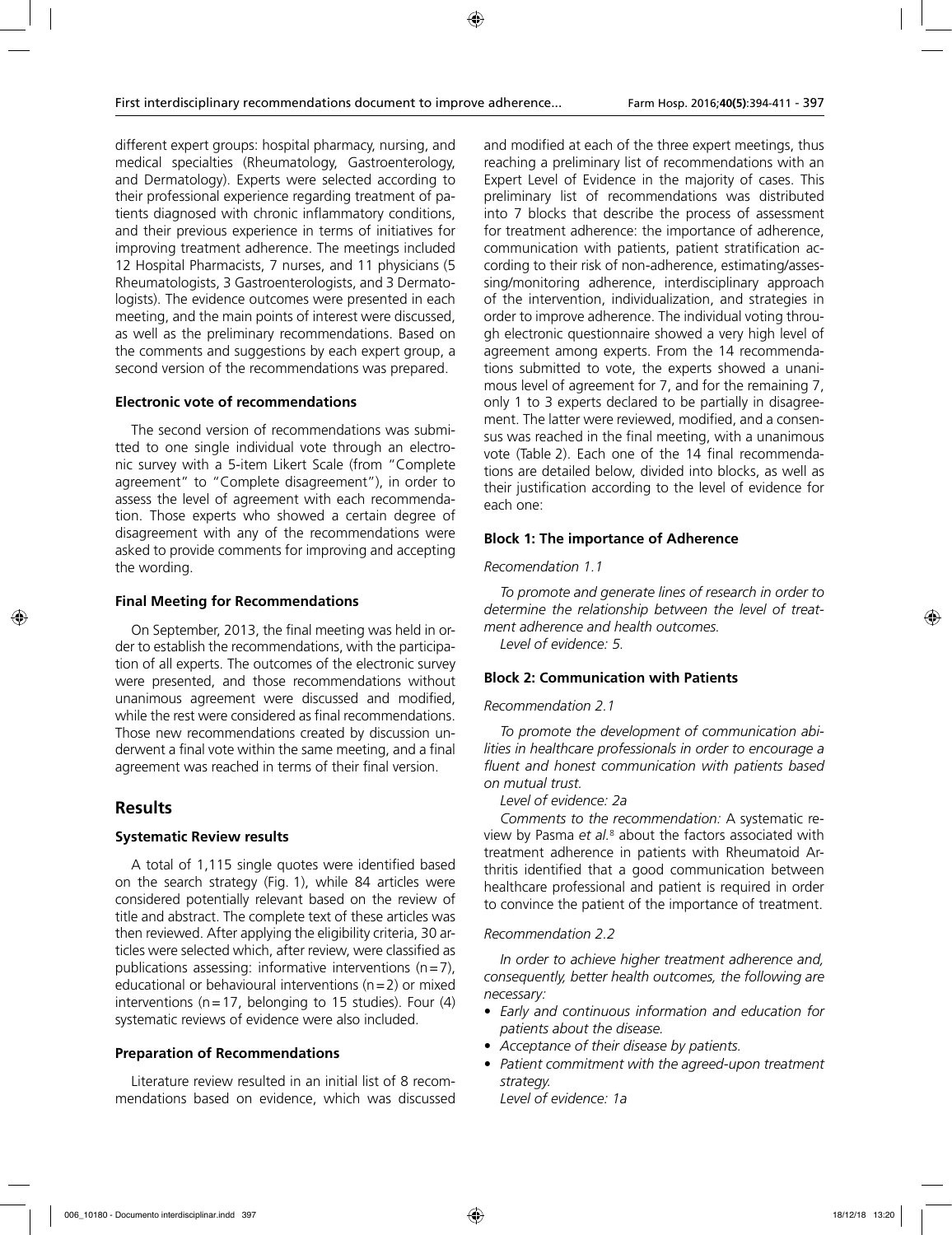different expert groups: hospital pharmacy, nursing, and medical specialties (Rheumatology, Gastroenterology, and Dermatology). Experts were selected according to their professional experience regarding treatment of patients diagnosed with chronic inflammatory conditions, and their previous experience in terms of initiatives for improving treatment adherence. The meetings included 12 Hospital Pharmacists, 7 nurses, and 11 physicians (5 Rheumatologists, 3 Gastroenterologists, and 3 Dermatologists). The evidence outcomes were presented in each meeting, and the main points of interest were discussed, as well as the preliminary recommendations. Based on the comments and suggestions by each expert group, a second version of the recommendations was prepared.

### Electronic vote of recommendations

The second version of recommendations was submitted to one single individual vote through an electronic survey with a 5-item Likert Scale (from "Complete agreement" to "Complete disagreement"), in order to assess the level of agreement with each recommendation. Those experts who showed a certain degree of disagreement with any of the recommendations were asked to provide comments for improving and accepting the wording.

### Final Meeting for Recommendations

On September, 2013, the final meeting was held in order to establish the recommendations, with the participation of all experts. The outcomes of the electronic survey were presented, and those recommendations without unanimous agreement were discussed and modified, while the rest were considered as final recommendations. Those new recommendations created by discussion underwent a final vote within the same meeting, and a final agreement was reached in terms of their final version.

## Results

### Systematic Review results

A total of 1,115 single quotes were identified based on the search strategy (Fig. 1), while 84 articles were considered potentially relevant based on the review of title and abstract. The complete text of these articles was then reviewed. After applying the eligibility criteria, 30 articles were selected which, after review, were classified as publications assessing: informative interventions (n=7), educational or behavioural interventions (n=2) or mixed interventions (n=17, belonging to 15 studies). Four (4) systematic reviews of evidence were also included.

### Preparation of Recommendations

Literature review resulted in an initial list of 8 recommendations based on evidence, which was discussed and modified at each of the three expert meetings, thus reaching a preliminary list of recommendations with an Expert Level of Evidence in the majority of cases. This preliminary list of recommendations was distributed into 7 blocks that describe the process of assessment for treatment adherence: the importance of adherence, communication with patients, patient stratification according to their risk of non-adherence, estimating/assessing/monitoring adherence, interdisciplinary approach of the intervention, individualization, and strategies in order to improve adherence. The individual voting through electronic questionnaire showed a very high level of agreement among experts. From the 14 recommendations submitted to vote, the experts showed a unanimous level of agreement for 7, and for the remaining 7, only 1 to 3 experts declared to be partially in disagreement. The latter were reviewed, modified, and a consensus was reached in the final meeting, with a unanimous vote (Table 2). Each one of the 14 final recommendations are detailed below, divided into blocks, as well as their justification according to the level of evidence for each one:

### Block 1: The importance of Adherence

*Recomendation 1.1*

*To promote and generate lines of research in order to determine the relationship between the level of treatment adherence and health outcomes.*

*Level of evidence: 5.*

### Block 2: Communication with Patients

*Recommendation 2.1*

*To promote the development of communication abilities in healthcare professionals in order to encourage a fluent and honest communication with patients based on mutual trust.*

*Level of evidence: 2a*

*Comments to the recommendation:* A systematic review by Pasma *et al.*[8] about the factors associated with treatment adherence in patients with Rheumatoid Arthritis identified that a good communication between healthcare professional and patient is required in order to convince the patient of the importance of treatment.

*Recommendation 2.2*

*In order to achieve higher treatment adherence and, consequently, better health outcomes, the following are necessary:*

- *Early and continuous information and education for patients about the disease.*
- *Acceptance of their disease by patients.*
- *Patient commitment with the agreed-upon treatment strategy.*

*Level of evidence: 1a*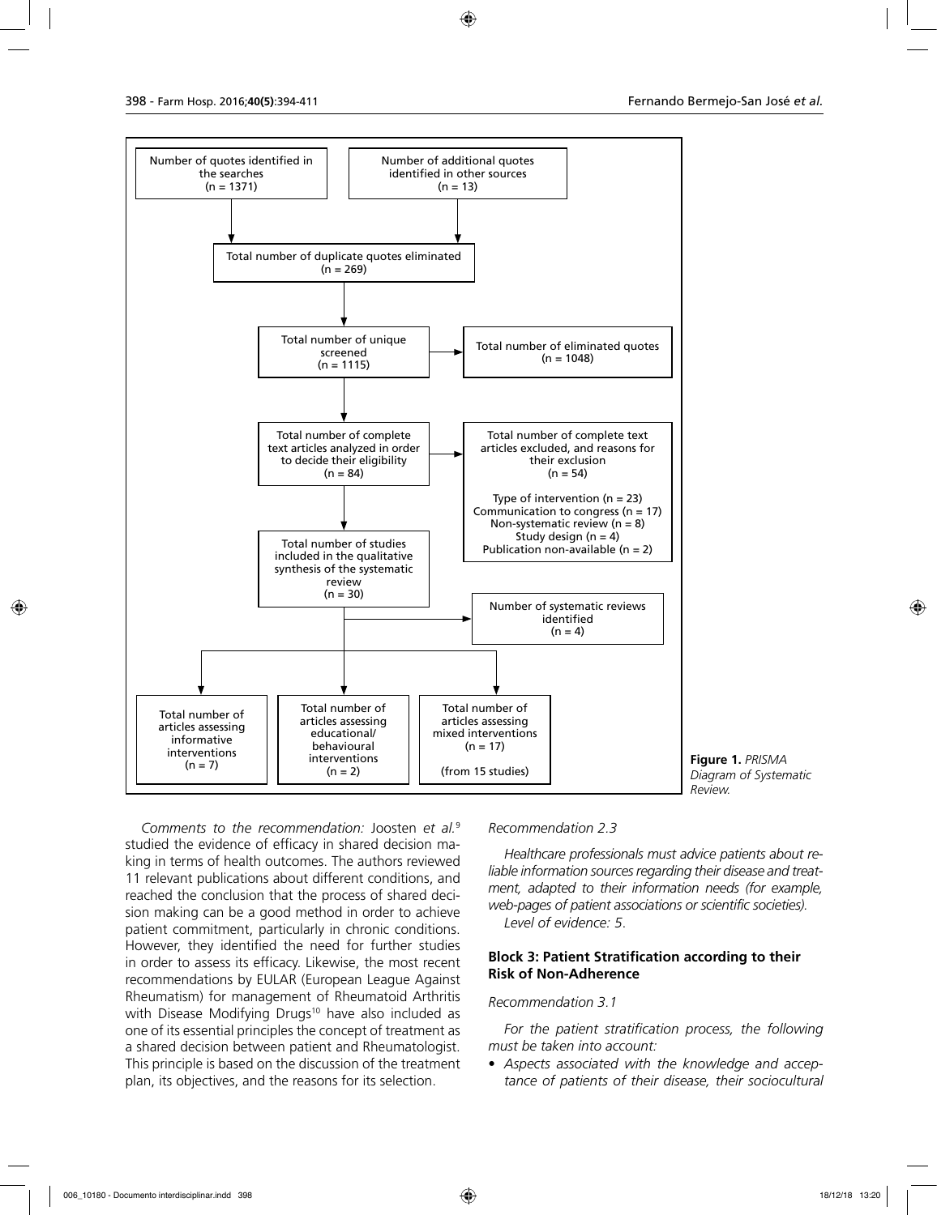Number of quotes identified in the searches (n = 1371)

Number of additional quotes identified in other sources (n = 13)

Total number of duplicate quotes eliminated (n = 269)

Total number of unique screened (n = 1115)

Total number of eliminated quotes (n = 1048)

Total number of complete text articles analyzed in order to decide their eligibility (n = 84)

Total number of complete text articles excluded, and reasons for their exclusion (n = 54)

Type of intervention (n = 23)
Communication to congress (n = 17)
Non-systematic review (n = 8)
Study design (n = 4)
Publication non-available (n = 2)

Total number of studies included in the qualitative synthesis of the systematic review (n = 30)

Number of systematic reviews identified (n = 4)

Total number of articles assessing informative interventions (n = 7)

Total number of articles assessing educational/ behavioural interventions (n = 2)

Total number of articles assessing mixed interventions (n = 17) (from 15 studies)

**Figure 1.** *PRISMA Diagram of Systematic Review.*

*Comments to the recommendation:* Joosten *et al.*[9] studied the evidence of efficacy in shared decision making in terms of health outcomes. The authors reviewed 11 relevant publications about different conditions, and reached the conclusion that the process of shared decision making can be a good method in order to achieve patient commitment, particularly in chronic conditions. However, they identified the need for further studies in order to assess its efficacy. Likewise, the most recent recommendations by EULAR (European League Against Rheumatism) for management of Rheumatoid Arthritis with Disease Modifying Drugs[10] have also included as one of its essential principles the concept of treatment as a shared decision between patient and Rheumatologist. This principle is based on the discussion of the treatment plan, its objectives, and the reasons for its selection.

*Recommendation 2.3*

*Healthcare professionals must advice patients about reliable information sources regarding their disease and treatment, adapted to their information needs (for example, web-pages of patient associations or scientific societies).*

*Level of evidence: 5.*

### Block 3: Patient Stratification according to their Risk of Non-Adherence

*Recommendation 3.1*

*For the patient stratification process, the following must be taken into account:*

- *Aspects associated with the knowledge and acceptance of patients of their disease, their sociocultural*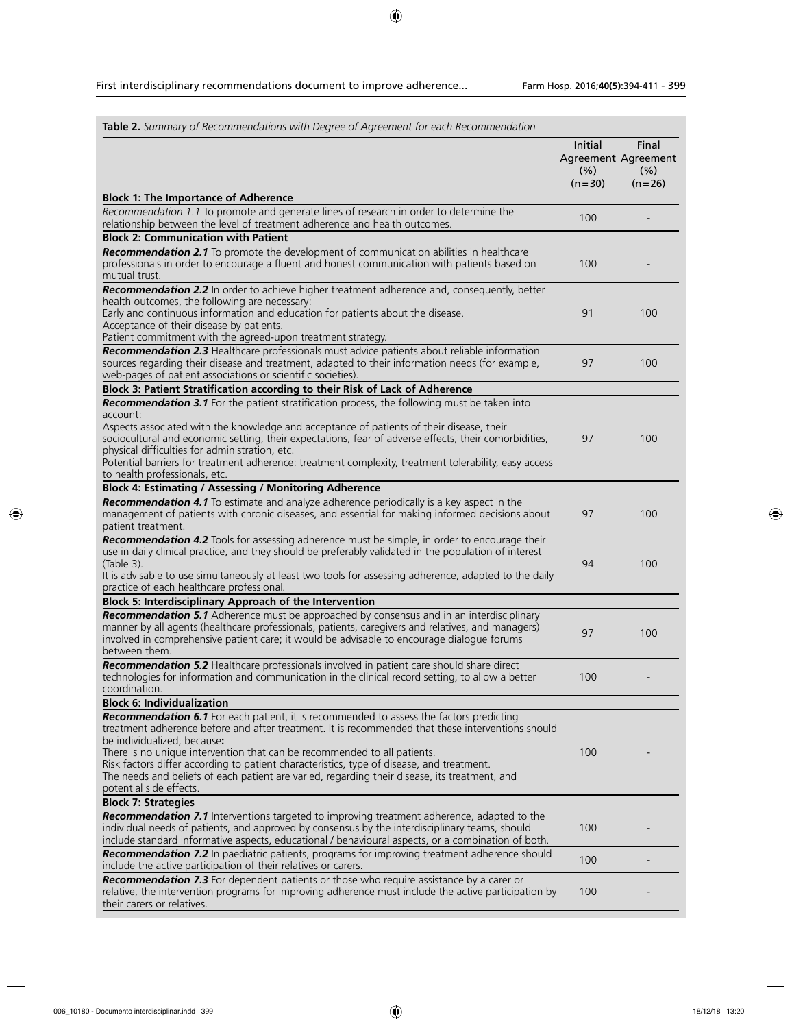**Table 2.** *Summary of Recommendations with Degree of Agreement for each Recommendation*

| | Initial Agreement (%) (n=30) | Final Agreement (%) (n=26) |
|---|---|---|
| **Block 1: The Importance of Adherence** | | |
| *Recommendation 1.1* To promote and generate lines of research in order to determine the relationship between the level of treatment adherence and health outcomes. | 100 | - |
| **Block 2: Communication with Patient** | | |
| ***Recommendation 2.1*** To promote the development of communication abilities in healthcare professionals in order to encourage a fluent and honest communication with patients based on mutual trust. | 100 | - |
| ***Recommendation 2.2*** In order to achieve higher treatment adherence and, consequently, better health outcomes, the following are necessary: Early and continuous information and education for patients about the disease. Acceptance of their disease by patients. Patient commitment with the agreed-upon treatment strategy. | 91 | 100 |
| ***Recommendation 2.3*** Healthcare professionals must advice patients about reliable information sources regarding their disease and treatment, adapted to their information needs (for example, web-pages of patient associations or scientific societies). | 97 | 100 |
| **Block 3: Patient Stratification according to their Risk of Lack of Adherence** | | |
| ***Recommendation 3.1*** For the patient stratification process, the following must be taken into account: Aspects associated with the knowledge and acceptance of patients of their disease, their sociocultural and economic setting, their expectations, fear of adverse effects, their comorbidities, physical difficulties for administration, etc. Potential barriers for treatment adherence: treatment complexity, treatment tolerability, easy access to health professionals, etc. | 97 | 100 |
| **Block 4: Estimating / Assessing / Monitoring Adherence** | | |
| ***Recommendation 4.1*** To estimate and analyze adherence periodically is a key aspect in the management of patients with chronic diseases, and essential for making informed decisions about patient treatment. | 97 | 100 |
| ***Recommendation 4.2*** Tools for assessing adherence must be simple, in order to encourage their use in daily clinical practice, and they should be preferably validated in the population of interest (Table 3). It is advisable to use simultaneously at least two tools for assessing adherence, adapted to the daily practice of each healthcare professional. | 94 | 100 |
| **Block 5: Interdisciplinary Approach of the Intervention** | | |
| ***Recommendation 5.1*** Adherence must be approached by consensus and in an interdisciplinary manner by all agents (healthcare professionals, patients, caregivers and relatives, and managers) involved in comprehensive patient care; it would be advisable to encourage dialogue forums between them. | 97 | 100 |
| ***Recommendation 5.2*** Healthcare professionals involved in patient care should share direct technologies for information and communication in the clinical record setting, to allow a better coordination. | 100 | - |
| **Block 6: Individualization** | | |
| ***Recommendation 6.1*** For each patient, it is recommended to assess the factors predicting treatment adherence before and after treatment. It is recommended that these interventions should be individualized, because**:** There is no unique intervention that can be recommended to all patients. Risk factors differ according to patient characteristics, type of disease, and treatment. The needs and beliefs of each patient are varied, regarding their disease, its treatment, and potential side effects. | 100 | - |
| **Block 7: Strategies** | | |
| ***Recommendation 7.1*** Interventions targeted to improving treatment adherence, adapted to the individual needs of patients, and approved by consensus by the interdisciplinary teams, should include standard informative aspects, educational / behavioural aspects, or a combination of both. | 100 | - |
| ***Recommendation 7.2*** In paediatric patients, programs for improving treatment adherence should include the active participation of their relatives or carers. | 100 | - |
| ***Recommendation 7.3*** For dependent patients or those who require assistance by a carer or relative, the intervention programs for improving adherence must include the active participation by their carers or relatives. | 100 | - |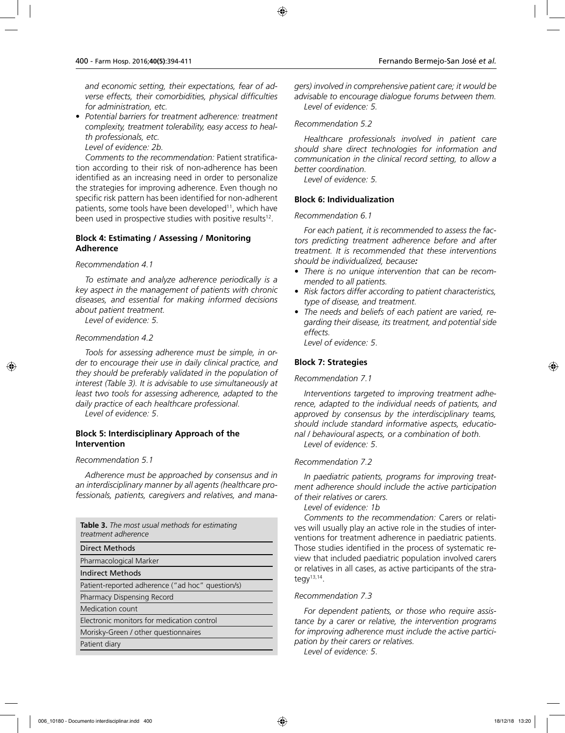*and economic setting, their expectations, fear of adverse effects, their comorbidities, physical difficulties for administration, etc.*

- *Potential barriers for treatment adherence: treatment complexity, treatment tolerability, easy access to health professionals, etc.*

*Level of evidence: 2b.*

*Comments to the recommendation:* Patient stratification according to their risk of non-adherence has been identified as an increasing need in order to personalize the strategies for improving adherence. Even though no specific risk pattern has been identified for non-adherent patients, some tools have been developed[11], which have been used in prospective studies with positive results[12].

### Block 4: Estimating / Assessing / Monitoring Adherence

*Recommendation 4.1*

*To estimate and analyze adherence periodically is a key aspect in the management of patients with chronic diseases, and essential for making informed decisions about patient treatment.*

*Level of evidence: 5.*

*Recommendation 4.2*

*Tools for assessing adherence must be simple, in order to encourage their use in daily clinical practice, and they should be preferably validated in the population of interest (Table 3). It is advisable to use simultaneously at least two tools for assessing adherence, adapted to the daily practice of each healthcare professional.*

*Level of evidence: 5.*

### Block 5: Interdisciplinary Approach of the Intervention

*Recommendation 5.1*

*Adherence must be approached by consensus and in an interdisciplinary manner by all agents (healthcare professionals, patients, caregivers and relatives, and managers) involved in comprehensive patient care; it would be advisable to encourage dialogue forums between them.*

*Level of evidence: 5.*

**Table 3.** *The most usual methods for estimating treatment adherence*

| Direct Methods |
|---|
| Pharmacological Marker |
| **Indirect Methods** |
| Patient-reported adherence ("ad hoc" question/s) |
| Pharmacy Dispensing Record |
| Medication count |
| Electronic monitors for medication control |
| Morisky-Green / other questionnaires |
| Patient diary |

*Recommendation 5.2*

*Healthcare professionals involved in patient care should share direct technologies for information and communication in the clinical record setting, to allow a better coordination.*

*Level of evidence: 5.*

### Block 6: Individualization

*Recommendation 6.1*

*For each patient, it is recommended to assess the factors predicting treatment adherence before and after treatment. It is recommended that these interventions should be individualized, because:*

- *There is no unique intervention that can be recommended to all patients.*
- *Risk factors differ according to patient characteristics, type of disease, and treatment.*
- *The needs and beliefs of each patient are varied, regarding their disease, its treatment, and potential side effects.*

*Level of evidence: 5.*

### Block 7: Strategies

*Recommendation 7.1*

*Interventions targeted to improving treatment adherence, adapted to the individual needs of patients, and approved by consensus by the interdisciplinary teams, should include standard informative aspects, educational / behavioural aspects, or a combination of both.*

*Level of evidence: 5.*

*Recommendation 7.2*

*In paediatric patients, programs for improving treatment adherence should include the active participation of their relatives or carers.*

*Level of evidence: 1b*

*Comments to the recommendation:* Carers or relatives will usually play an active role in the studies of interventions for treatment adherence in paediatric patients. Those studies identified in the process of systematic review that included paediatric population involved carers or relatives in all cases, as active participants of the strategy[13,14].

*Recommendation 7.3*

*For dependent patients, or those who require assistance by a carer or relative, the intervention programs for improving adherence must include the active participation by their carers or relatives.*

*Level of evidence: 5.*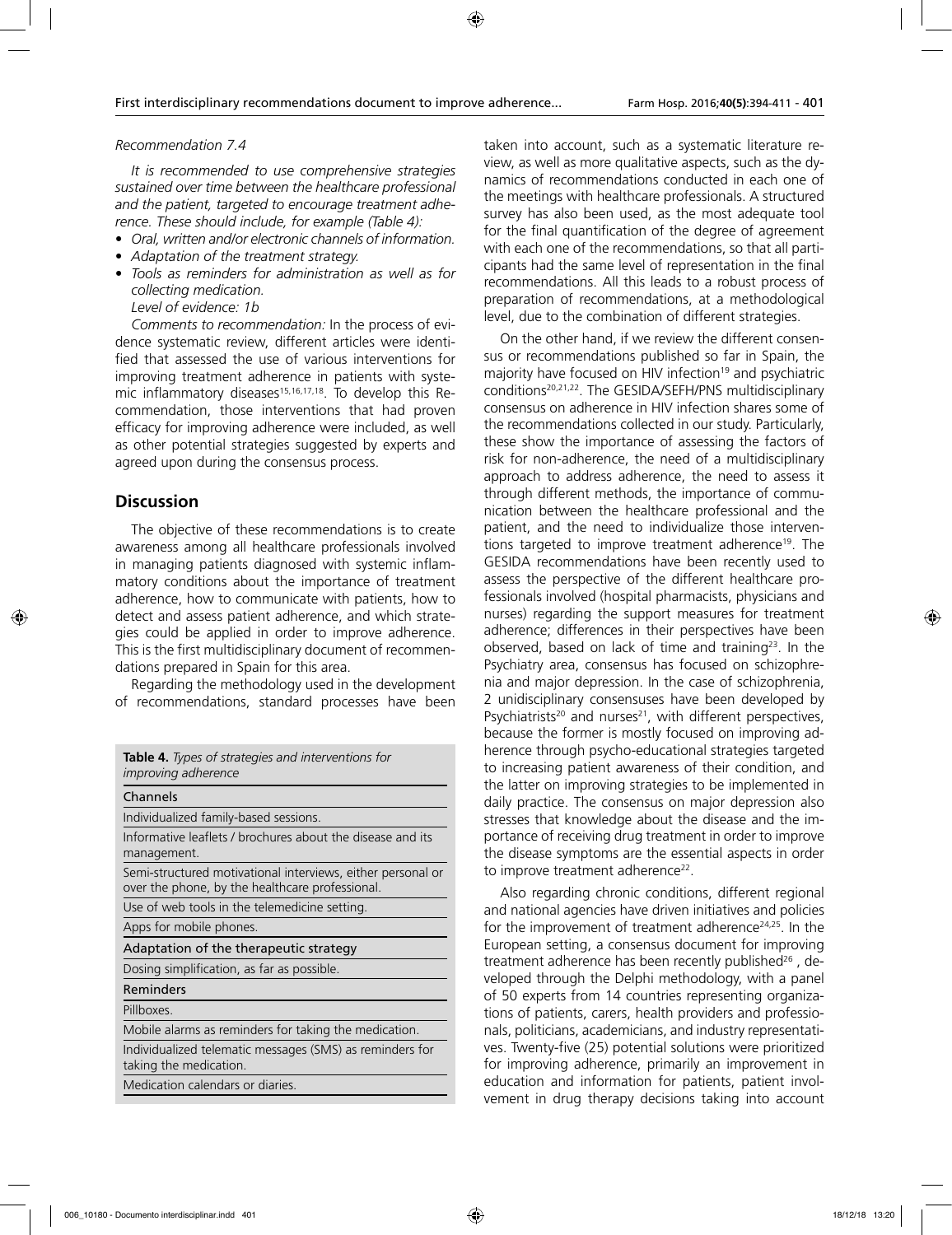*Recommendation 7.4*

*It is recommended to use comprehensive strategies sustained over time between the healthcare professional and the patient, targeted to encourage treatment adherence. These should include, for example (Table 4):*

- *Oral, written and/or electronic channels of information.*
- *Adaptation of the treatment strategy.*
- *Tools as reminders for administration as well as for collecting medication.*

*Level of evidence: 1b*

*Comments to recommendation:* In the process of evidence systematic review, different articles were identified that assessed the use of various interventions for improving treatment adherence in patients with systemic inflammatory diseases[15,16,17,18]. To develop this Recommendation, those interventions that had proven efficacy for improving adherence were included, as well as other potential strategies suggested by experts and agreed upon during the consensus process.

## Discussion

The objective of these recommendations is to create awareness among all healthcare professionals involved in managing patients diagnosed with systemic inflammatory conditions about the importance of treatment adherence, how to communicate with patients, how to detect and assess patient adherence, and which strategies could be applied in order to improve adherence. This is the first multidisciplinary document of recommendations prepared in Spain for this area.

Regarding the methodology used in the development of recommendations, standard processes have been taken into account, such as a systematic literature review, as well as more qualitative aspects, such as the dynamics of recommendations conducted in each one of the meetings with healthcare professionals. A structured survey has also been used, as the most adequate tool for the final quantification of the degree of agreement with each one of the recommendations, so that all participants had the same level of representation in the final recommendations. All this leads to a robust process of preparation of recommendations, at a methodological level, due to the combination of different strategies.

**Table 4.** *Types of strategies and interventions for improving adherence*

| Channels |
|---|
| Individualized family-based sessions. |
| Informative leaflets / brochures about the disease and its management. |
| Semi-structured motivational interviews, either personal or over the phone, by the healthcare professional. |
| Use of web tools in the telemedicine setting. |
| Apps for mobile phones. |
| **Adaptation of the therapeutic strategy** |
| Dosing simplification, as far as possible. |
| **Reminders** |
| Pillboxes. |
| Mobile alarms as reminders for taking the medication. |
| Individualized telematic messages (SMS) as reminders for taking the medication. |
| Medication calendars or diaries. |

On the other hand, if we review the different consensus or recommendations published so far in Spain, the majority have focused on HIV infection[19] and psychiatric conditions[20,21,22]. The GESIDA/SEFH/PNS multidisciplinary consensus on adherence in HIV infection shares some of the recommendations collected in our study. Particularly, these show the importance of assessing the factors of risk for non-adherence, the need of a multidisciplinary approach to address adherence, the need to assess it through different methods, the importance of communication between the healthcare professional and the patient, and the need to individualize those interventions targeted to improve treatment adherence[19]. The GESIDA recommendations have been recently used to assess the perspective of the different healthcare professionals involved (hospital pharmacists, physicians and nurses) regarding the support measures for treatment adherence; differences in their perspectives have been observed, based on lack of time and training[23]. In the Psychiatry area, consensus has focused on schizophrenia and major depression. In the case of schizophrenia, 2 unidisciplinary consensuses have been developed by Psychiatrists[20] and nurses[21], with different perspectives, because the former is mostly focused on improving adherence through psycho-educational strategies targeted to increasing patient awareness of their condition, and the latter on improving strategies to be implemented in daily practice. The consensus on major depression also stresses that knowledge about the disease and the importance of receiving drug treatment in order to improve the disease symptoms are the essential aspects in order to improve treatment adherence[22].

Also regarding chronic conditions, different regional and national agencies have driven initiatives and policies for the improvement of treatment adherence[24,25]. In the European setting, a consensus document for improving treatment adherence has been recently published[26], developed through the Delphi methodology, with a panel of 50 experts from 14 countries representing organizations of patients, carers, health providers and professionals, politicians, academicians, and industry representatives. Twenty-five (25) potential solutions were prioritized for improving adherence, primarily an improvement in education and information for patients, patient involvement in drug therapy decisions taking into account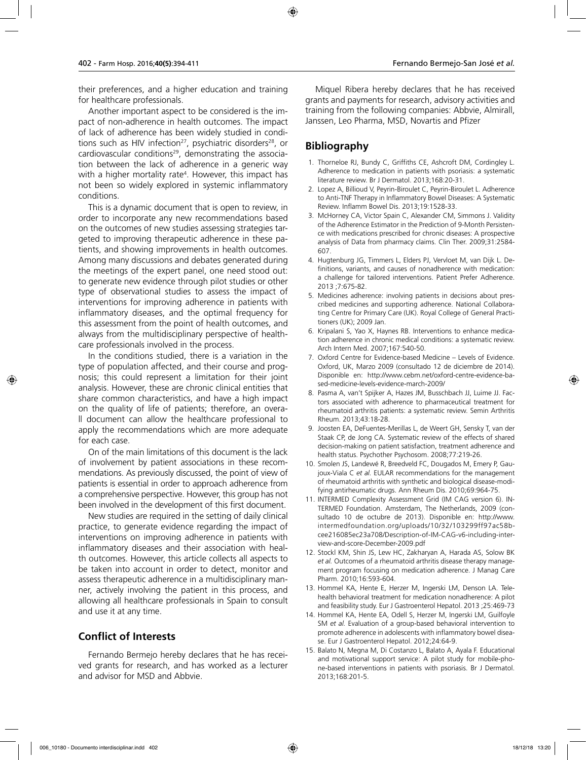their preferences, and a higher education and training for healthcare professionals.

Another important aspect to be considered is the impact of non-adherence in health outcomes. The impact of lack of adherence has been widely studied in conditions such as HIV infection[27], psychiatric disorders[28], or cardiovascular conditions[29], demonstrating the association between the lack of adherence in a generic way with a higher mortality rate[4]. However, this impact has not been so widely explored in systemic inflammatory conditions.

This is a dynamic document that is open to review, in order to incorporate any new recommendations based on the outcomes of new studies assessing strategies targeted to improving therapeutic adherence in these patients, and showing improvements in health outcomes. Among many discussions and debates generated during the meetings of the expert panel, one need stood out: to generate new evidence through pilot studies or other type of observational studies to assess the impact of interventions for improving adherence in patients with inflammatory diseases, and the optimal frequency for this assessment from the point of health outcomes, and always from the multidisciplinary perspective of healthcare professionals involved in the process.

In the conditions studied, there is a variation in the type of population affected, and their course and prognosis; this could represent a limitation for their joint analysis. However, these are chronic clinical entities that share common characteristics, and have a high impact on the quality of life of patients; therefore, an overall document can allow the healthcare professional to apply the recommendations which are more adequate for each case.

On of the main limitations of this document is the lack of involvement by patient associations in these recommendations. As previously discussed, the point of view of patients is essential in order to approach adherence from a comprehensive perspective. However, this group has not been involved in the development of this first document.

New studies are required in the setting of daily clinical practice, to generate evidence regarding the impact of interventions on improving adherence in patients with inflammatory diseases and their association with health outcomes. However, this article collects all aspects to be taken into account in order to detect, monitor and assess therapeutic adherence in a multidisciplinary manner, actively involving the patient in this process, and allowing all healthcare professionals in Spain to consult and use it at any time.

## Conflict of Interests

Fernando Bermejo hereby declares that he has received grants for research, and has worked as a lecturer and advisor for MSD and Abbvie.

Miquel Ribera hereby declares that he has received grants and payments for research, advisory activities and training from the following companies: Abbvie, Almirall, Janssen, Leo Pharma, MSD, Novartis and Pfizer

## Bibliography

1. Thorneloe RJ, Bundy C, Griffiths CE, Ashcroft DM, Cordingley L. Adherence to medication in patients with psoriasis: a systematic literature review. Br J Dermatol. 2013;168:20-31.
2. Lopez A, Billioud V, Peyrin-Biroulet C, Peyrin-Biroulet L. Adherence to Anti-TNF Therapy in Inflammatory Bowel Diseases: A Systematic Review. Inflamm Bowel Dis. 2013;19:1528-33.
3. McHorney CA, Victor Spain C, Alexander CM, Simmons J. Validity of the Adherence Estimator in the Prediction of 9-Month Persistence with medications prescribed for chronic diseases: A prospective analysis of Data from pharmacy claims. Clin Ther. 2009;31:2584-607.
4. Hugtenburg JG, Timmers L, Elders PJ, Vervloet M, van Dijk L. Definitions, variants, and causes of nonadherence with medication: a challenge for tailored interventions. Patient Prefer Adherence. 2013 ;7:675-82.
5. Medicines adherence: involving patients in decisions about prescribed medicines and supporting adherence. National Collaborating Centre for Primary Care (UK). Royal College of General Practitioners (UK); 2009 Jan.
6. Kripalani S, Yao X, Haynes RB. Interventions to enhance medication adherence in chronic medical conditions: a systematic review. Arch Intern Med. 2007;167:540-50.
7. Oxford Centre for Evidence-based Medicine – Levels of Evidence. Oxford, UK, Marzo 2009 (consultado 12 de diciembre de 2014). Disponible en: http://www.cebm.net/oxford-centre-evidence-based-medicine-levels-evidence-march-2009/
8. Pasma A, van't Spijker A, Hazes JM, Busschbach JJ, Luime JJ. Factors associated with adherence to pharmaceutical treatment for rheumatoid arthritis patients: a systematic review. Semin Arthritis Rheum. 2013;43:18-28.
9. Joosten EA, DeFuentes-Merillas L, de Weert GH, Sensky T, van der Staak CP, de Jong CA. Systematic review of the effects of shared decision-making on patient satisfaction, treatment adherence and health status. Psychother Psychosom. 2008;77:219-26.
10. Smolen JS, Landewé R, Breedveld FC, Dougados M, Emery P, Gaujoux-Viala C *et al.* EULAR recommendations for the management of rheumatoid arthritis with synthetic and biological disease-modifying antirheumatic drugs. Ann Rheum Dis. 2010;69:964-75.
11. INTERMED Complexity Assessment Grid (IM CAG version 6). INTERMED Foundation. Amsterdam, The Netherlands, 2009 (consultado 10 de octubre de 2013). Disponible en: http://www.intermedfoundation.org/uploads/10/32/103299ff97ac58bcee216085ec23a708/Description-of-IM-CAG-v6-including-interview-and-score-December-2009.pdf
12. Stockl KM, Shin JS, Lew HC, Zakharyan A, Harada AS, Solow BK *et al.* Outcomes of a rheumatoid arthritis disease therapy management program focusing on medication adherence. J Manag Care Pharm. 2010;16:593-604.
13. Hommel KA, Hente E, Herzer M, Ingerski LM, Denson LA. Telehealth behavioral treatment for medication nonadherence: A pilot and feasibility study. Eur J Gastroenterol Hepatol. 2013 ;25:469-73
14. Hommel KA, Hente EA, Odell S, Herzer M, Ingerski LM, Guilfoyle SM *et al.* Evaluation of a group-based behavioral intervention to promote adherence in adolescents with inflammatory bowel disease. Eur J Gastroenterol Hepatol. 2012;24:64-9.
15. Balato N, Megna M, Di Costanzo L, Balato A, Ayala F. Educational and motivational support service: A pilot study for mobile-phone-based interventions in patients with psoriasis. Br J Dermatol. 2013;168:201-5.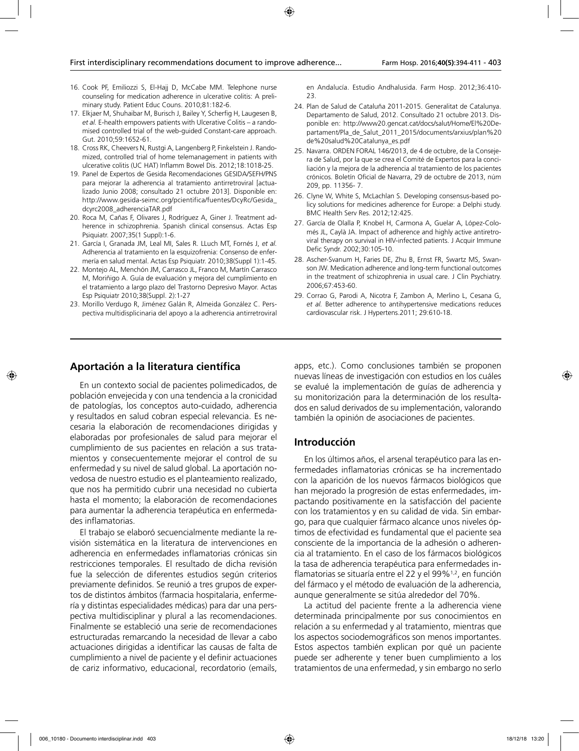16. Cook PF, Emiliozzi S, El-Hajj D, McCabe MM. Telephone nurse counseling for medication adherence in ulcerative colitis: A preliminary study. Patient Educ Couns. 2010;81:182-6.
17. Elkjaer M, Shuhaibar M, Burisch J, Bailey Y, Scherfig H, Laugesen B, *et al.* E-health empowers patients with Ulcerative Colitis – a randomised controlled trial of the web-guided Constant-care approach. Gut. 2010;59:1652-61.
18. Cross RK, Cheevers N, Rustgi A, Langenberg P, Finkelstein J. Randomized, controlled trial of home telemanagement in patients with ulcerative colitis (UC HAT) Inflamm Bowel Dis. 2012;18:1018-25.
19. Panel de Expertos de Gesida Recomendaciones GESIDA/SEFH/PNS para mejorar la adherencia al tratamiento antirretroviral [actualizado Junio 2008; consultado 21 octubre 2013]. Disponible en: http://www.gesida-seimc.org/pcientifica/fuentes/DcyRc/Gesida_dcyrc2008_adherenciaTAR.pdf
20. Roca M, Cañas F, Olivares J, Rodríguez A, Giner J. Treatment adherence in schizophrenia. Spanish clinical consensus. Actas Esp Psiquiatr. 2007;35(1 Suppl):1-6.
21. García I, Granada JM, Leal MI, Sales R. LLuch MT, Fornés J, *et al.* Adherencia al tratamiento en la esquizofrenia: Consenso de enfermería en salud mental. Actas Esp Psiquiatr. 2010;38(Suppl 1):1-45.
22. Montejo AL, Menchón JM, Carrasco JL, Franco M, Martín Carrasco M, Moriñigo A. Guía de evaluación y mejora del cumplimiento en el tratamiento a largo plazo del Trastorno Depresivo Mayor. Actas Esp Psiquiatr 2010;38(Suppl. 2):1-27
23. Morillo Verdugo R, Jiménez Galán R, Almeida González C. Perspectiva multidisplicinaria del apoyo a la adherencia antirretroviral en Andalucía. Estudio Andhalusida. Farm Hosp. 2012;36:410-23.
24. Plan de Salud de Cataluña 2011-2015. Generalitat de Catalunya. Departamento de Salud, 2012. Consultado 21 octubre 2013. Disponible en: http://www20.gencat.cat/docs/salut/Home/El%20Departament/Pla_de_Salut_2011_2015/documents/arxius/plan%20de%20salud%20Catalunya_es.pdf
25. Navarra. ORDEN FORAL 146/2013, de 4 de octubre, de la Consejera de Salud, por la que se crea el Comité de Expertos para la conciliación y la mejora de la adherencia al tratamiento de los pacientes crónicos. Boletín Oficial de Navarra, 29 de octubre de 2013, núm 209, pp. 11356- 7.
26. Clyne W, White S, McLachlan S. Developing consensus-based policy solutions for medicines adherence for Europe: a Delphi study. BMC Health Serv Res. 2012;12:425.
27. García de Olalla P, Knobel H, Carmona A, Guelar A, López-Colomés JL, Caylà JA. Impact of adherence and highly active antiretroviral therapy on survival in HIV-infected patients. J Acquir Immune Defic Syndr. 2002;30:105-10.
28. Ascher-Svanum H, Faries DE, Zhu B, Ernst FR, Swartz MS, Swanson JW. Medication adherence and long-term functional outcomes in the treatment of schizophrenia in usual care. J Clin Psychiatry. 2006;67:453-60.
29. Corrao G, Parodi A, Nicotra F, Zambon A, Merlino L, Cesana G, *et al.* Better adherence to antihypertensive medications reduces cardiovascular risk. J Hypertens.2011; 29:610-18.

## Aportación a la literatura científica

En un contexto social de pacientes polimedicados, de población envejecida y con una tendencia a la cronicidad de patologías, los conceptos auto-cuidado, adherencia y resultados en salud cobran especial relevancia. Es necesaria la elaboración de recomendaciones dirigidas y elaboradas por profesionales de salud para mejorar el cumplimiento de sus pacientes en relación a sus tratamientos y consecuentemente mejorar el control de su enfermedad y su nivel de salud global. La aportación novedosa de nuestro estudio es el planteamiento realizado, que nos ha permitido cubrir una necesidad no cubierta hasta el momento; la elaboración de recomendaciones para aumentar la adherencia terapéutica en enfermedades inflamatorias.

El trabajo se elaboró secuencialmente mediante la revisión sistemática en la literatura de intervenciones en adherencia en enfermedades inflamatorias crónicas sin restricciones temporales. El resultado de dicha revisión fue la selección de diferentes estudios según criterios previamente definidos. Se reunió a tres grupos de expertos de distintos ámbitos (farmacia hospitalaria, enfermería y distintas especialidades médicas) para dar una perspectiva multidisciplinar y plural a las recomendaciones. Finalmente se estableció una serie de recomendaciones estructuradas remarcando la necesidad de llevar a cabo actuaciones dirigidas a identificar las causas de falta de cumplimiento a nivel de paciente y el definir actuaciones de cariz informativo, educacional, recordatorio (emails, apps, etc.). Como conclusiones también se proponen nuevas líneas de investigación con estudios en los cuáles se evalué la implementación de guías de adherencia y su monitorización para la determinación de los resultados en salud derivados de su implementación, valorando también la opinión de asociaciones de pacientes.

## Introducción

En los últimos años, el arsenal terapéutico para las enfermedades inflamatorias crónicas se ha incrementado con la aparición de los nuevos fármacos biológicos que han mejorado la progresión de estas enfermedades, impactando positivamente en la satisfacción del paciente con los tratamientos y en su calidad de vida. Sin embargo, para que cualquier fármaco alcance unos niveles óptimos de efectividad es fundamental que el paciente sea consciente de la importancia de la adhesión o adherencia al tratamiento. En el caso de los fármacos biológicos la tasa de adherencia terapéutica para enfermedades inflamatorias se situaría entre el 22 y el 99%[1,2], en función del fármaco y el método de evaluación de la adherencia, aunque generalmente se sitúa alrededor del 70%.

La actitud del paciente frente a la adherencia viene determinada principalmente por sus conocimientos en relación a su enfermedad y al tratamiento, mientras que los aspectos sociodemográficos son menos importantes. Estos aspectos también explican por qué un paciente puede ser adherente y tener buen cumplimiento a los tratamientos de una enfermedad, y sin embargo no serlo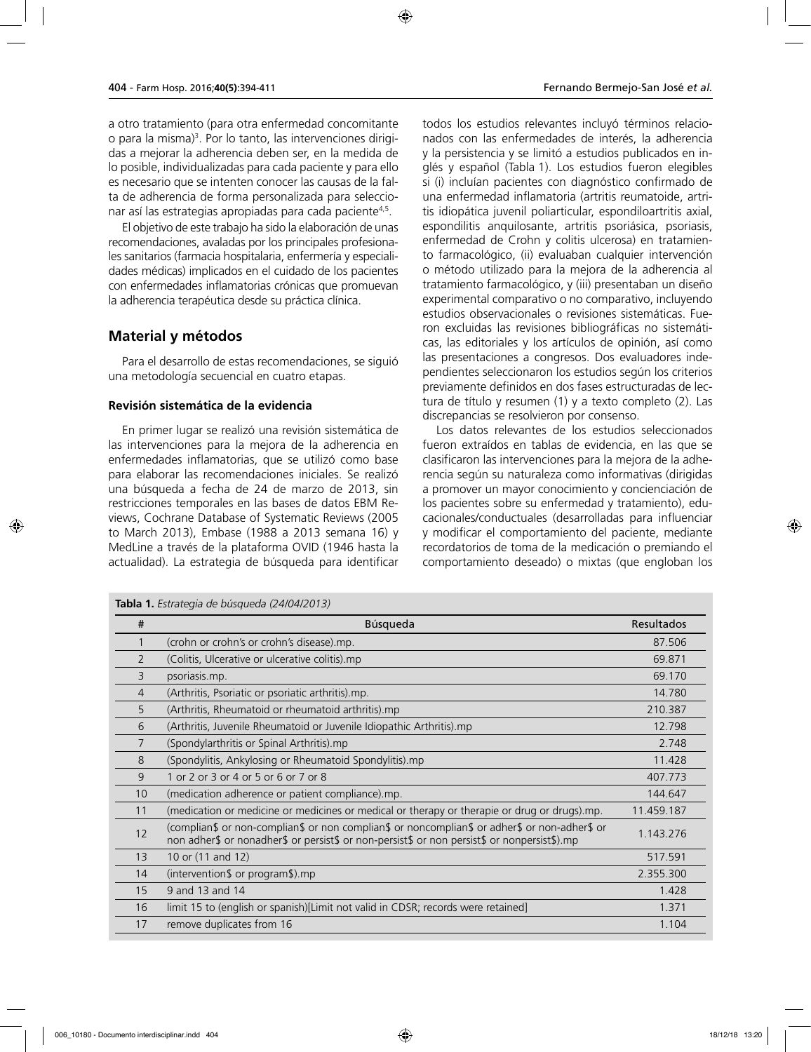a otro tratamiento (para otra enfermedad concomitante o para la misma)[3]. Por lo tanto, las intervenciones dirigidas a mejorar la adherencia deben ser, en la medida de lo posible, individualizadas para cada paciente y para ello es necesario que se intenten conocer las causas de la falta de adherencia de forma personalizada para seleccionar así las estrategias apropiadas para cada paciente[4,5].

El objetivo de este trabajo ha sido la elaboración de unas recomendaciones, avaladas por los principales profesionales sanitarios (farmacia hospitalaria, enfermería y especialidades médicas) implicados en el cuidado de los pacientes con enfermedades inflamatorias crónicas que promuevan la adherencia terapéutica desde su práctica clínica.

## Material y métodos

Para el desarrollo de estas recomendaciones, se siguió una metodología secuencial en cuatro etapas.

### Revisión sistemática de la evidencia

En primer lugar se realizó una revisión sistemática de las intervenciones para la mejora de la adherencia en enfermedades inflamatorias, que se utilizó como base para elaborar las recomendaciones iniciales. Se realizó una búsqueda a fecha de 24 de marzo de 2013, sin restricciones temporales en las bases de datos EBM Reviews, Cochrane Database of Systematic Reviews (2005 to March 2013), Embase (1988 a 2013 semana 16) y MedLine a través de la plataforma OVID (1946 hasta la actualidad). La estrategia de búsqueda para identificar todos los estudios relevantes incluyó términos relacionados con las enfermedades de interés, la adherencia y la persistencia y se limitó a estudios publicados en inglés y español (Tabla 1). Los estudios fueron elegibles si (i) incluían pacientes con diagnóstico confirmado de una enfermedad inflamatoria (artritis reumatoide, artritis idiopática juvenil poliarticular, espondiloartritis axial, espondilitis anquilosante, artritis psoriásica, psoriasis, enfermedad de Crohn y colitis ulcerosa) en tratamiento farmacológico, (ii) evaluaban cualquier intervención o método utilizado para la mejora de la adherencia al tratamiento farmacológico, y (iii) presentaban un diseño experimental comparativo o no comparativo, incluyendo estudios observacionales o revisiones sistemáticas. Fueron excluidas las revisiones bibliográficas no sistemáticas, las editoriales y los artículos de opinión, así como las presentaciones a congresos. Dos evaluadores independientes seleccionaron los estudios según los criterios previamente definidos en dos fases estructuradas de lectura de título y resumen (1) y a texto completo (2). Las discrepancias se resolvieron por consenso.

Los datos relevantes de los estudios seleccionados fueron extraídos en tablas de evidencia, en las que se clasificaron las intervenciones para la mejora de la adherencia según su naturaleza como informativas (dirigidas a promover un mayor conocimiento y concienciación de los pacientes sobre su enfermedad y tratamiento), educacionales/conductuales (desarrolladas para influenciar y modificar el comportamiento del paciente, mediante recordatorios de toma de la medicación o premiando el comportamiento deseado) o mixtas (que engloban los

**Tabla 1.** *Estrategia de búsqueda (24/04/2013)*

| # | Búsqueda | Resultados |
|---|---|---|
| 1 | (crohn or crohn's or crohn's disease).mp. | 87.506 |
| 2 | (Colitis, Ulcerative or ulcerative colitis).mp | 69.871 |
| 3 | psoriasis.mp. | 69.170 |
| 4 | (Arthritis, Psoriatic or psoriatic arthritis).mp. | 14.780 |
| 5 | (Arthritis, Rheumatoid or rheumatoid arthritis).mp | 210.387 |
| 6 | (Arthritis, Juvenile Rheumatoid or Juvenile Idiopathic Arthritis).mp | 12.798 |
| 7 | (Spondylarthritis or Spinal Arthritis).mp | 2.748 |
| 8 | (Spondylitis, Ankylosing or Rheumatoid Spondylitis).mp | 11.428 |
| 9 | 1 or 2 or 3 or 4 or 5 or 6 or 7 or 8 | 407.773 |
| 10 | (medication adherence or patient compliance).mp. | 144.647 |
| 11 | (medication or medicine or medicines or medical or therapy or therapie or drug or drugs).mp. | 11.459.187 |
| 12 | (complian$ or non-complian$ or non complian$ or noncomplian$ or adher$ or non-adher$ or non adher$ or nonadher$ or persist$ or non-persist$ or non persist$ or nonpersist$).mp | 1.143.276 |
| 13 | 10 or (11 and 12) | 517.591 |
| 14 | (intervention$ or program$).mp | 2.355.300 |
| 15 | 9 and 13 and 14 | 1.428 |
| 16 | limit 15 to (english or spanish)[Limit not valid in CDSR; records were retained] | 1.371 |
| 17 | remove duplicates from 16 | 1.104 |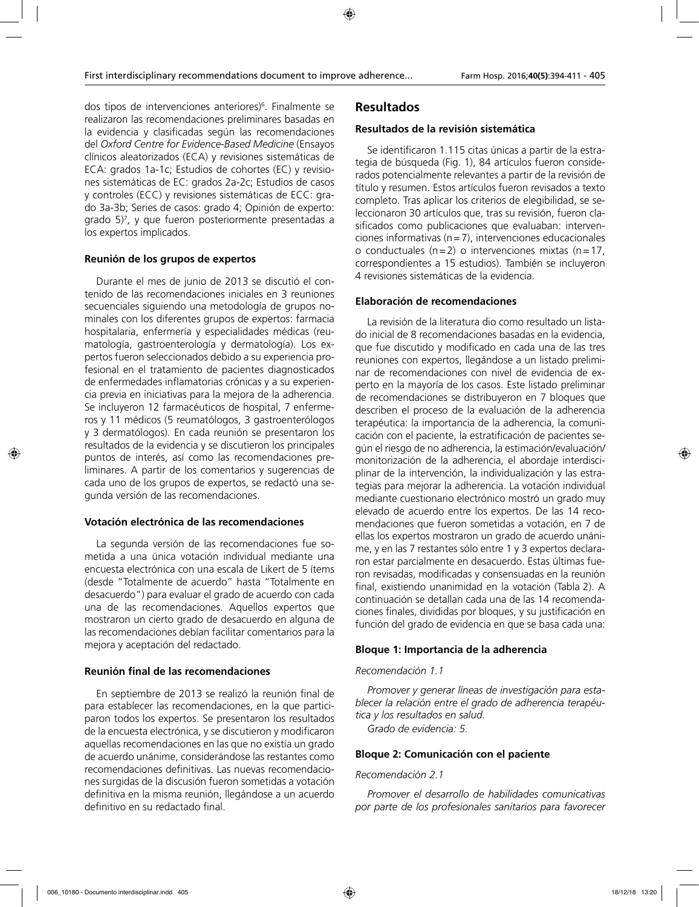dos tipos de intervenciones anteriores)[6]. Finalmente se realizaron las recomendaciones preliminares basadas en la evidencia y clasificadas según las recomendaciones del *Oxford Centre for Evidence-Based Medicine* (Ensayos clínicos aleatorizados (ECA) y revisiones sistemáticas de ECA: grados 1a-1c; Estudios de cohortes (EC) y revisiones sistemáticas de EC: grados 2a-2c; Estudios de casos y controles (ECC) y revisiones sistemáticas de ECC: grado 3a-3b; Series de casos: grado 4; Opinión de experto: grado 5)[7], y que fueron posteriormente presentadas a los expertos implicados.

### Reunión de los grupos de expertos

Durante el mes de junio de 2013 se discutió el contenido de las recomendaciones iniciales en 3 reuniones secuenciales siguiendo una metodología de grupos nominales con los diferentes grupos de expertos: farmacia hospitalaria, enfermería y especialidades médicas (reumatología, gastroenterología y dermatología). Los expertos fueron seleccionados debido a su experiencia profesional en el tratamiento de pacientes diagnosticados de enfermedades inflamatorias crónicas y a su experiencia previa en iniciativas para la mejora de la adherencia. Se incluyeron 12 farmacéuticos de hospital, 7 enfermeros y 11 médicos (5 reumatólogos, 3 gastroenterólogos y 3 dermatólogos). En cada reunión se presentaron los resultados de la evidencia y se discutieron los principales puntos de interés, así como las recomendaciones preliminares. A partir de los comentarios y sugerencias de cada uno de los grupos de expertos, se redactó una segunda versión de las recomendaciones.

### Votación electrónica de las recomendaciones

La segunda versión de las recomendaciones fue sometida a una única votación individual mediante una encuesta electrónica con una escala de Likert de 5 ítems (desde "Totalmente de acuerdo" hasta "Totalmente en desacuerdo") para evaluar el grado de acuerdo con cada una de las recomendaciones. Aquellos expertos que mostraron un cierto grado de desacuerdo en alguna de las recomendaciones debían facilitar comentarios para la mejora y aceptación del redactado.

### Reunión final de las recomendaciones

En septiembre de 2013 se realizó la reunión final de para establecer las recomendaciones, en la que participaron todos los expertos. Se presentaron los resultados de la encuesta electrónica, y se discutieron y modificaron aquellas recomendaciones en las que no existía un grado de acuerdo unánime, considerándose las restantes como recomendaciones definitivas. Las nuevas recomendaciones surgidas de la discusión fueron sometidas a votación definitiva en la misma reunión, llegándose a un acuerdo definitivo en su redactado final.

## Resultados

### Resultados de la revisión sistemática

Se identificaron 1.115 citas únicas a partir de la estrategia de búsqueda (Fig. 1), 84 artículos fueron considerados potencialmente relevantes a partir de la revisión de título y resumen. Estos artículos fueron revisados a texto completo. Tras aplicar los criterios de elegibilidad, se seleccionaron 30 artículos que, tras su revisión, fueron clasificados como publicaciones que evaluaban: intervenciones informativas (n=7), intervenciones educacionales o conductuales (n=2) o intervenciones mixtas (n=17, correspondientes a 15 estudios). También se incluyeron 4 revisiones sistemáticas de la evidencia.

### Elaboración de recomendaciones

La revisión de la literatura dio como resultado un listado inicial de 8 recomendaciones basadas en la evidencia, que fue discutido y modificado en cada una de las tres reuniones con expertos, llegándose a un listado preliminar de recomendaciones con nivel de evidencia de experto en la mayoría de los casos. Este listado preliminar de recomendaciones se distribuyeron en 7 bloques que describen el proceso de la evaluación de la adherencia terapéutica: la importancia de la adherencia, la comunicación con el paciente, la estratificación de pacientes según el riesgo de no adherencia, la estimación/evaluación/monitorización de la adherencia, el abordaje interdisciplinar de la intervención, la individualización y las estrategias para mejorar la adherencia. La votación individual mediante cuestionario electrónico mostró un grado muy elevado de acuerdo entre los expertos. De las 14 recomendaciones que fueron sometidas a votación, en 7 de ellas los expertos mostraron un grado de acuerdo unánime, y en las 7 restantes sólo entre 1 y 3 expertos declararon estar parcialmente en desacuerdo. Estas últimas fueron revisadas, modificadas y consensuadas en la reunión final, existiendo unanimidad en la votación (Tabla 2). A continuación se detallan cada una de las 14 recomendaciones finales, divididas por bloques, y su justificación en función del grado de evidencia en que se basa cada una:

### Bloque 1: Importancia de la adherencia

*Recomendación 1.1*

*Promover y generar líneas de investigación para establecer la relación entre el grado de adherencia terapéutica y los resultados en salud.*

*Grado de evidencia: 5.*

### Bloque 2: Comunicación con el paciente

*Recomendación 2.1*

*Promover el desarrollo de habilidades comunicativas por parte de los profesionales sanitarios para favorecer*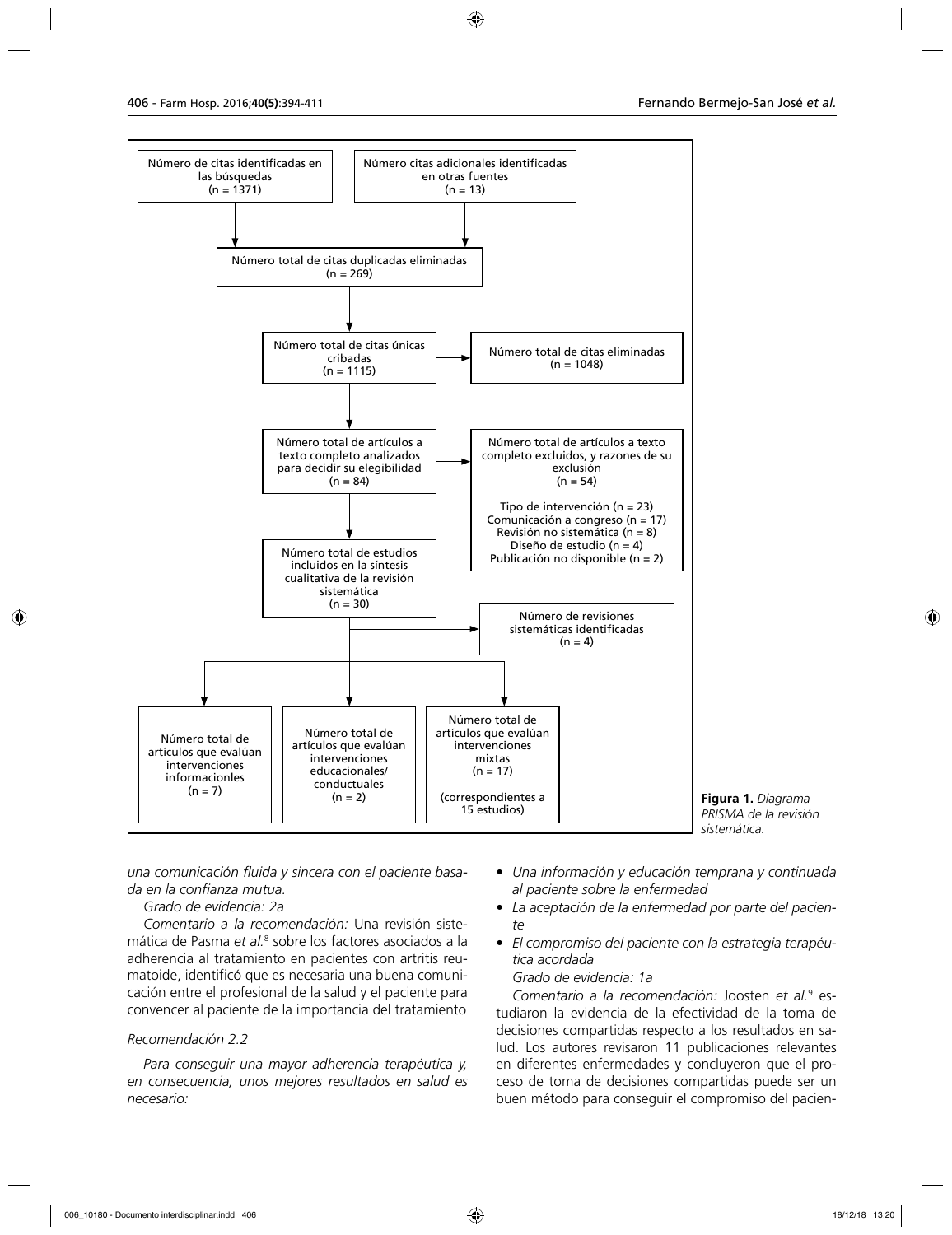Número de citas identificadas en las búsquedas (n = 1371)

Número citas adicionales identificadas en otras fuentes (n = 13)

Número total de citas duplicadas eliminadas (n = 269)

Número total de citas únicas cribadas (n = 1115)

Número total de citas eliminadas (n = 1048)

Número total de artículos a texto completo analizados para decidir su elegibilidad (n = 84)

Número total de artículos a texto completo excluidos, y razones de su exclusión (n = 54)

Tipo de intervención (n = 23)
Comunicación a congreso (n = 17)
Revisión no sistemática (n = 8)
Diseño de estudio (n = 4)
Publicación no disponible (n = 2)

Número total de estudios incluidos en la síntesis cualitativa de la revisión sistemática (n = 30)

Número de revisiones sistemáticas identificadas (n = 4)

Número total de artículos que evalúan intervenciones informacionles (n = 7)

Número total de artículos que evalúan intervenciones educacionales/ conductuales (n = 2)

Número total de artículos que evalúan intervenciones mixtas (n = 17) (correspondientes a 15 estudios)

**Figura 1.** *Diagrama PRISMA de la revisión sistemática.*

*una comunicación fluida y sincera con el paciente basada en la confianza mutua.*

*Grado de evidencia: 2a*

*Comentario a la recomendación:* Una revisión sistemática de Pasma *et al.*[8] sobre los factores asociados a la adherencia al tratamiento en pacientes con artritis reumatoide, identificó que es necesaria una buena comunicación entre el profesional de la salud y el paciente para convencer al paciente de la importancia del tratamiento

*Recomendación 2.2*

*Para conseguir una mayor adherencia terapéutica y, en consecuencia, unos mejores resultados en salud es necesario:*

- *Una información y educación temprana y continuada al paciente sobre la enfermedad*
- *La aceptación de la enfermedad por parte del paciente*
- *El compromiso del paciente con la estrategia terapéutica acordada*

*Grado de evidencia: 1a*

*Comentario a la recomendación:* Joosten *et al.*[9] estudiaron la evidencia de la efectividad de la toma de decisiones compartidas respecto a los resultados en salud. Los autores revisaron 11 publicaciones relevantes en diferentes enfermedades y concluyeron que el proceso de toma de decisiones compartidas puede ser un buen método para conseguir el compromiso del pacien-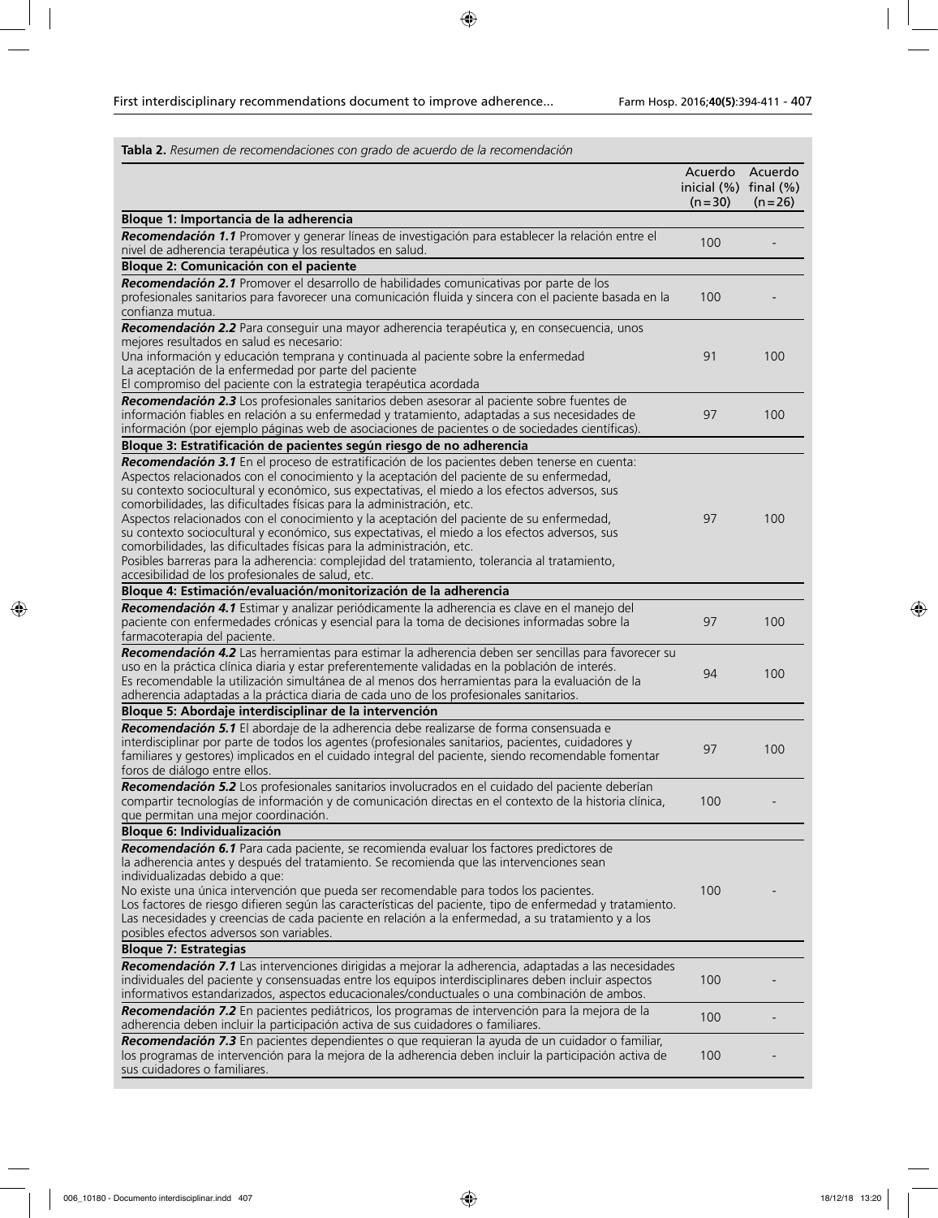**Tabla 2.** *Resumen de recomendaciones con grado de acuerdo de la recomendación*

| | Acuerdo inicial (%) (n=30) | Acuerdo final (%) (n=26) |
|---|---|---|
| **Bloque 1: Importancia de la adherencia** | | |
| ***Recomendación 1.1*** Promover y generar líneas de investigación para establecer la relación entre el nivel de adherencia terapéutica y los resultados en salud. | 100 | - |
| **Bloque 2: Comunicación con el paciente** | | |
| ***Recomendación 2.1*** Promover el desarrollo de habilidades comunicativas por parte de los profesionales sanitarios para favorecer una comunicación fluida y sincera con el paciente basada en la confianza mutua. | 100 | - |
| ***Recomendación 2.2*** Para conseguir una mayor adherencia terapéutica y, en consecuencia, unos mejores resultados en salud es necesario:<br>Una información y educación temprana y continuada al paciente sobre la enfermedad<br>La aceptación de la enfermedad por parte del paciente<br>El compromiso del paciente con la estrategia terapéutica acordada | 91 | 100 |
| ***Recomendación 2.3*** Los profesionales sanitarios deben asesorar al paciente sobre fuentes de información fiables en relación a su enfermedad y tratamiento, adaptadas a sus necesidades de información (por ejemplo páginas web de asociaciones de pacientes o de sociedades científicas). | 97 | 100 |
| **Bloque 3: Estratificación de pacientes según riesgo de no adherencia** | | |
| ***Recomendación 3.1*** En el proceso de estratificación de los pacientes deben tenerse en cuenta:<br>Aspectos relacionados con el conocimiento y la aceptación del paciente de su enfermedad, su contexto sociocultural y económico, sus expectativas, el miedo a los efectos adversos, sus comorbilidades, las dificultades físicas para la administración, etc.<br>Aspectos relacionados con el conocimiento y la aceptación del paciente de su enfermedad, su contexto sociocultural y económico, sus expectativas, el miedo a los efectos adversos, sus comorbilidades, las dificultades físicas para la administración, etc.<br>Posibles barreras para la adherencia: complejidad del tratamiento, tolerancia al tratamiento, accesibilidad de los profesionales de salud, etc. | 97 | 100 |
| **Bloque 4: Estimación/evaluación/monitorización de la adherencia** | | |
| ***Recomendación 4.1*** Estimar y analizar periódicamente la adherencia es clave en el manejo del paciente con enfermedades crónicas y esencial para la toma de decisiones informadas sobre la farmacoterapia del paciente. | 97 | 100 |
| ***Recomendación 4.2*** Las herramientas para estimar la adherencia deben ser sencillas para favorecer su uso en la práctica clínica diaria y estar preferentemente validadas en la población de interés.<br>Es recomendable la utilización simultánea de al menos dos herramientas para la evaluación de la adherencia adaptadas a la práctica diaria de cada uno de los profesionales sanitarios. | 94 | 100 |
| **Bloque 5: Abordaje interdisciplinar de la intervención** | | |
| ***Recomendación 5.1*** El abordaje de la adherencia debe realizarse de forma consensuada e interdisciplinar por parte de todos los agentes (profesionales sanitarios, pacientes, cuidadores y familiares y gestores) implicados en el cuidado integral del paciente, siendo recomendable fomentar foros de diálogo entre ellos. | 97 | 100 |
| ***Recomendación 5.2*** Los profesionales sanitarios involucrados en el cuidado del paciente deberían compartir tecnologías de información y de comunicación directas en el contexto de la historia clínica, que permitan una mejor coordinación. | 100 | - |
| **Bloque 6: Individualización** | | |
| ***Recomendación 6.1*** Para cada paciente, se recomienda evaluar los factores predictores de la adherencia antes y después del tratamiento. Se recomienda que las intervenciones sean individualizadas debido a que:<br>No existe una única intervención que pueda ser recomendable para todos los pacientes.<br>Los factores de riesgo difieren según las características del paciente, tipo de enfermedad y tratamiento.<br>Las necesidades y creencias de cada paciente en relación a la enfermedad, a su tratamiento y a los posibles efectos adversos son variables. | 100 | - |
| **Bloque 7: Estrategias** | | |
| ***Recomendación 7.1*** Las intervenciones dirigidas a mejorar la adherencia, adaptadas a las necesidades individuales del paciente y consensuadas entre los equipos interdisciplinares deben incluir aspectos informativos estandarizados, aspectos educacionales/conductuales o una combinación de ambos. | 100 | - |
| ***Recomendación 7.2*** En pacientes pediátricos, los programas de intervención para la mejora de la adherencia deben incluir la participación activa de sus cuidadores o familiares. | 100 | - |
| ***Recomendación 7.3*** En pacientes dependientes o que requieran la ayuda de un cuidador o familiar, los programas de intervención para la mejora de la adherencia deben incluir la participación activa de sus cuidadores o familiares. | 100 | - |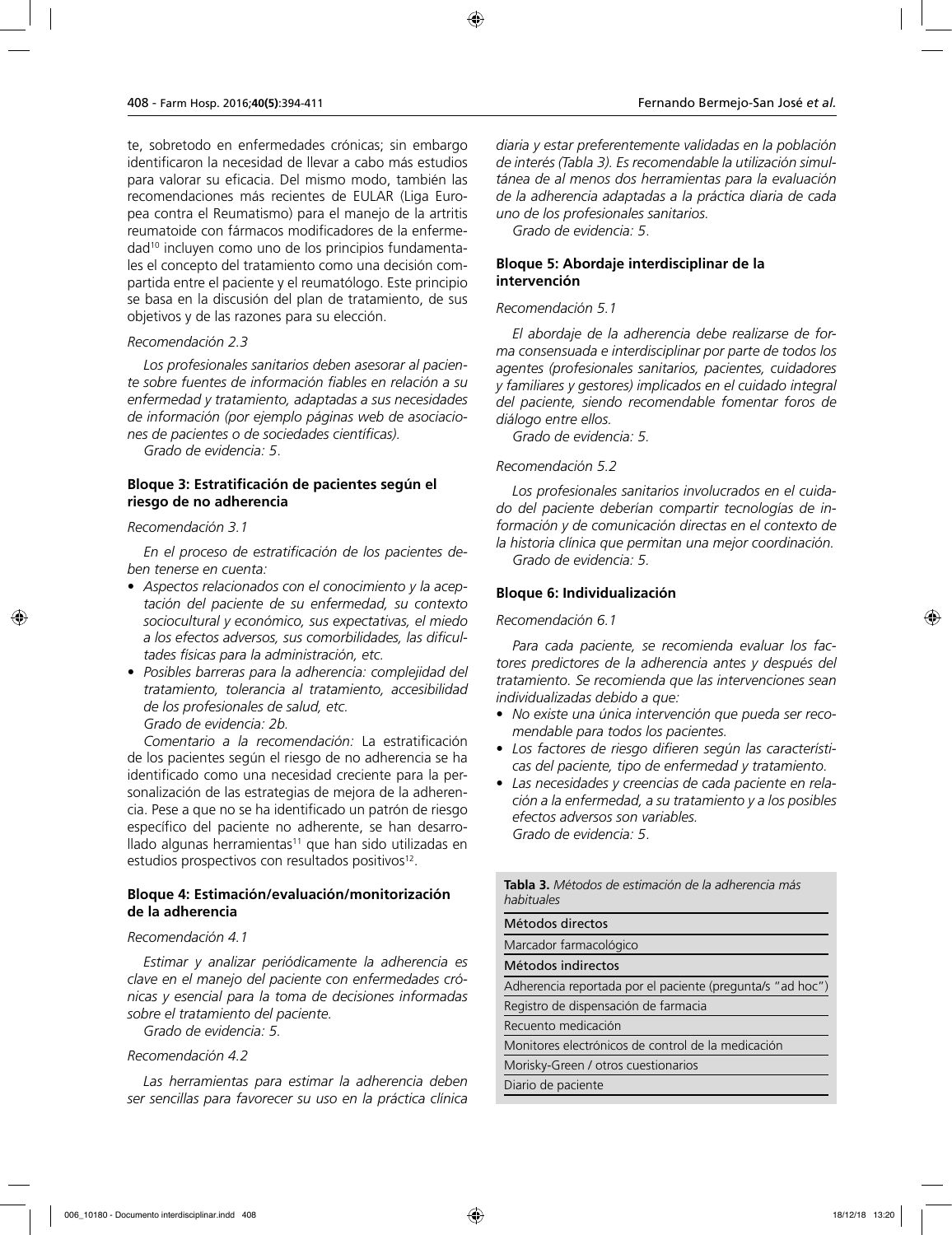te, sobretodo en enfermedades crónicas; sin embargo identificaron la necesidad de llevar a cabo más estudios para valorar su eficacia. Del mismo modo, también las recomendaciones más recientes de EULAR (Liga Europea contra el Reumatismo) para el manejo de la artritis reumatoide con fármacos modificadores de la enfermedad[10] incluyen como uno de los principios fundamentales el concepto del tratamiento como una decisión compartida entre el paciente y el reumatólogo. Este principio se basa en la discusión del plan de tratamiento, de sus objetivos y de las razones para su elección.

*Recomendación 2.3*

*Los profesionales sanitarios deben asesorar al paciente sobre fuentes de información fiables en relación a su enfermedad y tratamiento, adaptadas a sus necesidades de información (por ejemplo páginas web de asociaciones de pacientes o de sociedades científicas).*

*Grado de evidencia: 5.*

### Bloque 3: Estratificación de pacientes según el riesgo de no adherencia

*Recomendación 3.1*

*En el proceso de estratificación de los pacientes deben tenerse en cuenta:*

- *Aspectos relacionados con el conocimiento y la aceptación del paciente de su enfermedad, su contexto sociocultural y económico, sus expectativas, el miedo a los efectos adversos, sus comorbilidades, las dificultades físicas para la administración, etc.*
- *Posibles barreras para la adherencia: complejidad del tratamiento, tolerancia al tratamiento, accesibilidad de los profesionales de salud, etc.*

*Grado de evidencia: 2b.*

*Comentario a la recomendación:* La estratificación de los pacientes según el riesgo de no adherencia se ha identificado como una necesidad creciente para la personalización de las estrategias de mejora de patrón de la adherencia. Pese a que no se ha identificado un patrón de riesgo específico del paciente no adherente, se han desarrollado algunas herramientas[11] que han sido utilizadas en estudios prospectivos con resultados positivos[12].

### Bloque 4: Estimación/evaluación/monitorización de la adherencia

*Recomendación 4.1*

*Estimar y analizar periódicamente la adherencia es clave en el manejo del paciente con enfermedades crónicas y esencial para la toma de decisiones informadas sobre el tratamiento del paciente.*

*Grado de evidencia: 5.*

*Recomendación 4.2*

*Las herramientas para estimar la adherencia deben ser sencillas para favorecer su uso en la práctica clínica diaria y estar preferentemente validadas en la población de interés (Tabla 3). Es recomendable la utilización simultánea de al menos dos herramientas para la evaluación de la adherencia adaptadas a la práctica diaria de cada uno de los profesionales sanitarios.*

*Grado de evidencia: 5.*

### Bloque 5: Abordaje interdisciplinar de la intervención

*Recomendación 5.1*

*El abordaje de la adherencia debe realizarse de forma consensuada e interdisciplinar por parte de todos los agentes (profesionales sanitarios, pacientes, cuidadores y familiares y gestores) implicados en el cuidado integral del paciente, siendo recomendable fomentar foros de diálogo entre ellos.*

*Grado de evidencia: 5.*

*Recomendación 5.2*

*Los profesionales sanitarios involucrados en el cuidado del paciente deberían compartir tecnologías de información y de comunicación directas en el contexto de la historia clínica que permitan una mejor coordinación.*

*Grado de evidencia: 5.*

### Bloque 6: Individualización

*Recomendación 6.1*

*Para cada paciente, se recomienda evaluar los factores predictores de la adherencia antes y después del tratamiento. Se recomienda que las intervenciones sean individualizadas debido a que:*

- *No existe una única intervención que pueda ser recomendable para todos los pacientes.*
- *Los factores de riesgo difieren según las características del paciente, tipo de enfermedad y tratamiento.*
- *Las necesidades y creencias de cada paciente en relación a la enfermedad, a su tratamiento y a los posibles efectos adversos son variables.*

*Grado de evidencia: 5.*

**Tabla 3.** *Métodos de estimación de la adherencia más habituales*

| Métodos directos |
|---|
| Marcador farmacológico |
| **Métodos indirectos** |
| Adherencia reportada por el paciente (pregunta/s "ad hoc") |
| Registro de dispensación de farmacia |
| Recuento medicación |
| Monitores electrónicos de control de la medicación |
| Morisky-Green / otros cuestionarios |
| Diario de paciente |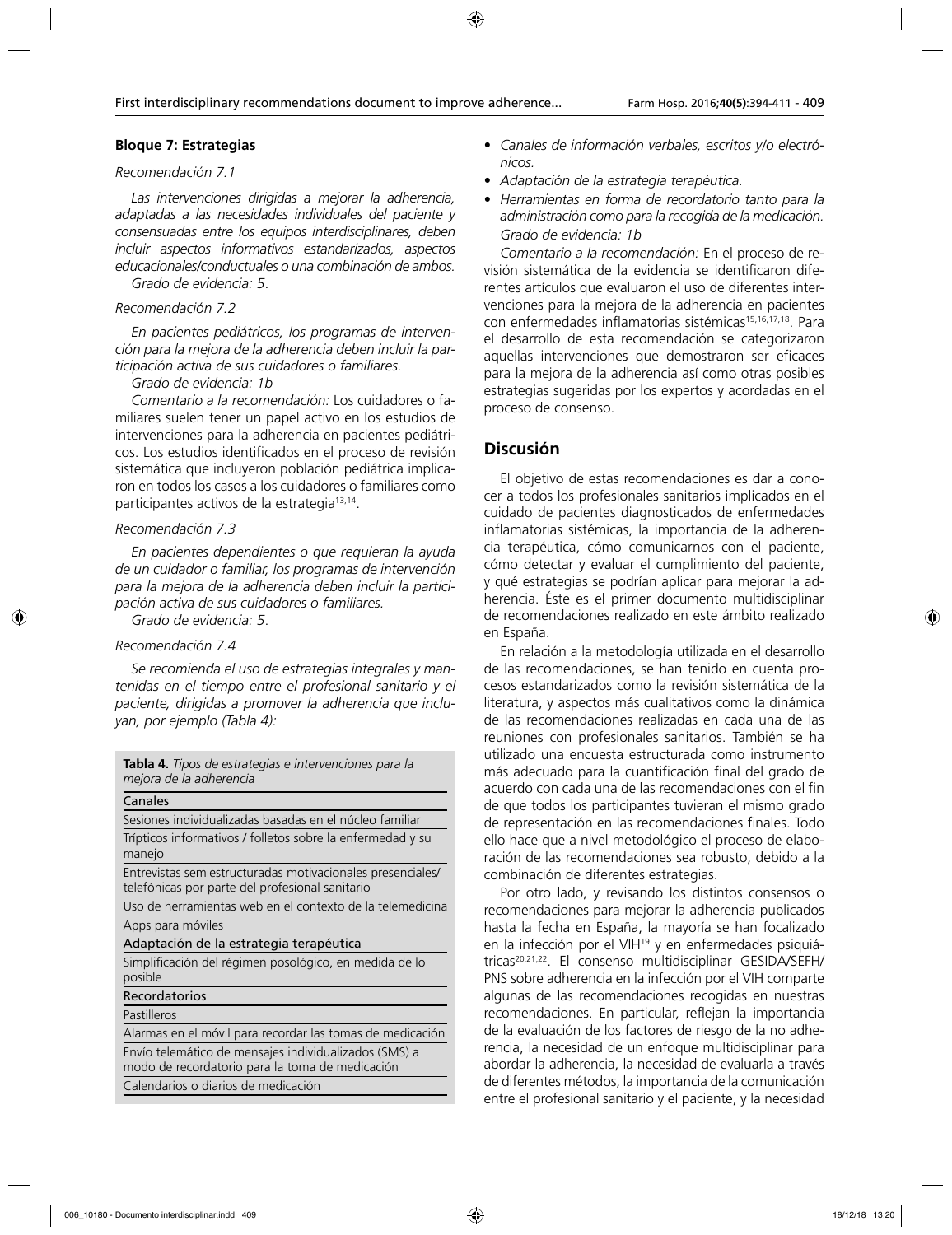**Bloque 7: Estrategias**

*Recomendación 7.1*

*Las intervenciones dirigidas a mejorar la adherencia, adaptadas a las necesidades individuales del paciente y consensuadas entre los equipos interdisciplinares, deben incluir aspectos informativos estandarizados, aspectos educacionales/conductuales o una combinación de ambos.*

*Grado de evidencia: 5.*

*Recomendación 7.2*

*En pacientes pediátricos, los programas de intervención para la mejora de la adherencia deben incluir la participación activa de sus cuidadores o familiares.*

*Grado de evidencia: 1b*

*Comentario a la recomendación:* Los cuidadores o familiares suelen tener un papel activo en los estudios de intervenciones para la adherencia en pacientes pediátricos. Los estudios identificados en el proceso de revisión sistemática que incluyeron población pediátrica implicaron en todos los casos a los cuidadores o familiares como participantes activos de la estrategia[13,14].

*Recomendación 7.3*

*En pacientes dependientes o que requieran la ayuda de un cuidador o familiar, los programas de intervención para la mejora de la adherencia deben incluir la participación activa de sus cuidadores o familiares.*

*Grado de evidencia: 5.*

*Recomendación 7.4*

*Se recomienda el uso de estrategias integrales y mantenidas en el tiempo entre el profesional sanitario y el paciente, dirigidas a promover la adherencia que incluyan, por ejemplo (Tabla 4):*

**Tabla 4.** *Tipos de estrategias e intervenciones para la mejora de la adherencia*

| Canales |
|---|
| Sesiones individualizadas basadas en el núcleo familiar |
| Trípticos informativos / folletos sobre la enfermedad y su manejo |
| Entrevistas semiestructuradas motivacionales presenciales/ telefónicas por parte del profesional sanitario |
| Uso de herramientas web en el contexto de la telemedicina |
| Apps para móviles |
| **Adaptación de la estrategia terapéutica** |
| Simplificación del régimen posológico, en medida de lo posible |
| **Recordatorios** |
| Pastilleros |
| Alarmas en el móvil para recordar las tomas de medicación |
| Envío telemático de mensajes individualizados (SMS) a modo de recordatorio para la toma de medicación |
| Calendarios o diarios de medicación |

- *Canales de información verbales, escritos y/o electrónicos.*
- *Adaptación de la estrategia terapéutica.*
- *Herramientas en forma de recordatorio tanto para la administración como para la recogida de la medicación.*

*Grado de evidencia: 1b*

*Comentario a la recomendación:* En el proceso de revisión sistemática de la evidencia se identificaron diferentes artículos que evaluaron el uso de diferentes intervenciones para la mejora de la adherencia en pacientes con enfermedades inflamatorias sistémicas[15,16,17,18]. Para el desarrollo de esta recomendación se categorizaron aquellas intervenciones que demostraron ser eficaces para la mejora de la adherencia así como otras posibles estrategias sugeridas por los expertos y acordadas en el proceso de consenso.

## Discusión

El objetivo de estas recomendaciones es dar a conocer a todos los profesionales sanitarios implicados en el cuidado de pacientes diagnosticados de enfermedades inflamatorias sistémicas, la importancia de la adherencia terapéutica, cómo comunicarnos con el paciente, cómo detectar y evaluar el cumplimiento del paciente, y qué estrategias se podrían aplicar para mejorar la adherencia. Éste es el primer documento multidisciplinar de recomendaciones realizado en este ámbito realizado en España.

En relación a la metodología utilizada en el desarrollo de las recomendaciones, se han tenido en cuenta procesos estandarizados como la revisión sistemática de la literatura, y aspectos más cualitativos como la dinámica de las recomendaciones realizadas en cada una de las reuniones con profesionales sanitarios. También se ha utilizado una encuesta estructurada como instrumento más adecuado para la cuantificación final del grado de acuerdo con cada una de las recomendaciones con el fin de que todos los participantes tuvieran el mismo grado de representación en las recomendaciones finales. Todo ello hace que a nivel metodológico el proceso de elaboración de las recomendaciones sea robusto, debido a la combinación de diferentes estrategias.

Por otro lado, y revisando los distintos consensos o recomendaciones para mejorar la adherencia publicados hasta la fecha en España, la mayoría se han focalizado en la infección por el VIH[19] y en enfermedades psiquiátricas[20,21,22]. El consenso multidisciplinar GESIDA/SEFH/PNS sobre adherencia en la infección por el VIH comparte algunas de las recomendaciones recogidas en nuestras recomendaciones. En particular, reflejan la importancia de la evaluación de los factores de riesgo de la no adherencia, la necesidad de un enfoque multidisciplinar para abordar la adherencia, la necesidad de evaluarla a través de diferentes métodos, la importancia de la comunicación entre el profesional sanitario y el paciente, y la necesidad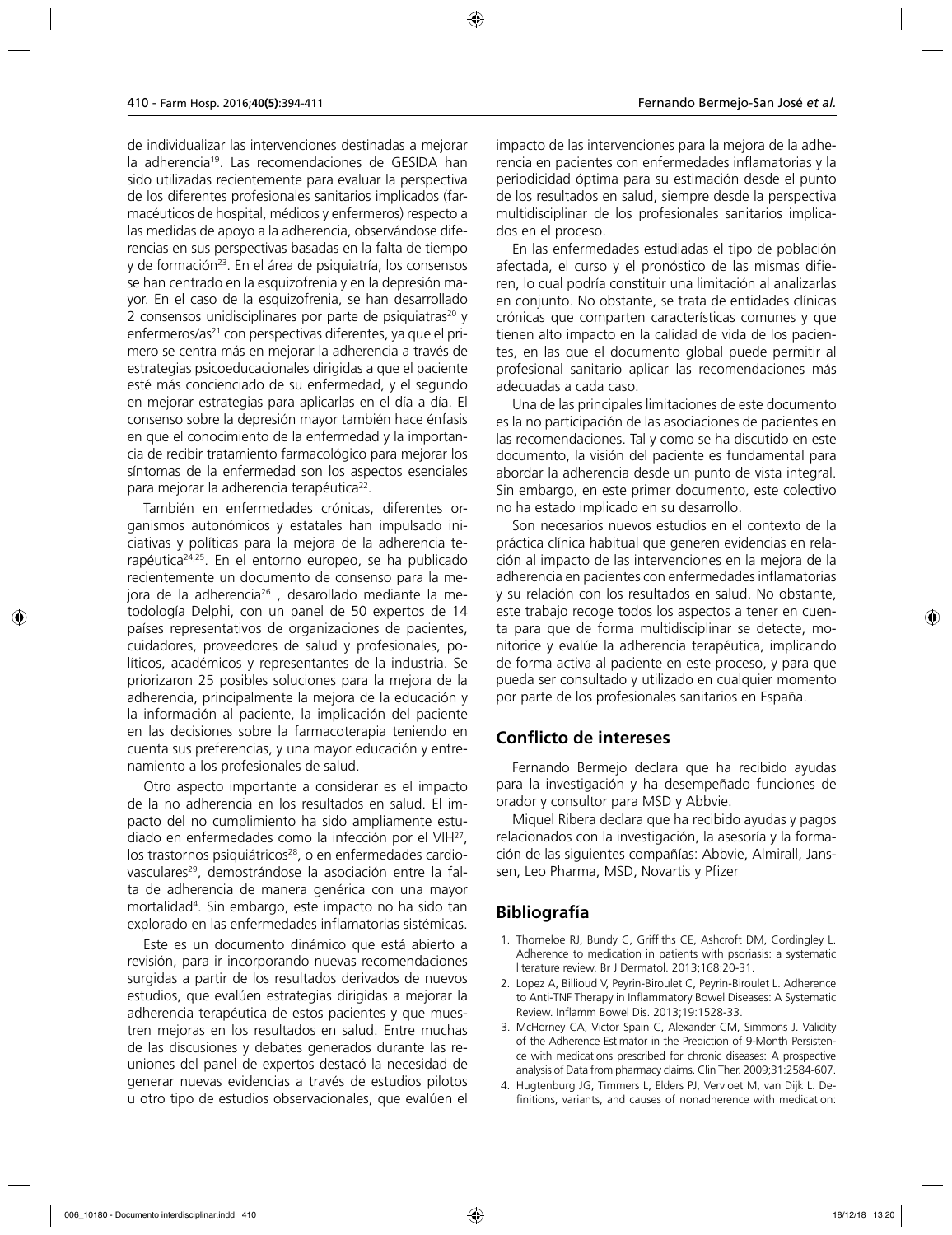de individualizar las intervenciones destinadas a mejorar la adherencia[19]. Las recomendaciones de GESIDA han sido utilizadas recientemente para evaluar la perspectiva de los diferentes profesionales sanitarios implicados (farmacéuticos de hospital, médicos y enfermeros) respecto a las medidas de apoyo a la adherencia, observándose diferencias en sus perspectivas basadas en la falta de tiempo y de formación[23]. En el área de psiquiatría, los consensos se han centrado en la esquizofrenia y en la depresión mayor. En el caso de la esquizofrenia, se han desarrollado 2 consensos unidisciplinares por parte de psiquiatras[20] y enfermeros/as[21] con perspectivas diferentes, ya que el primero se centra más en mejorar la adherencia a través de estrategias psicoeducacionales dirigidas a que el paciente esté más concienciado de su enfermedad, y el segundo en mejorar estrategias para aplicarlas en el día a día. El consenso sobre la depresión mayor también hace énfasis en que el conocimiento de la enfermedad y la importancia de recibir tratamiento farmacológico para mejorar los síntomas de la enfermedad son los aspectos esenciales para mejorar la adherencia terapéutica[22].

También en enfermedades crónicas, diferentes organismos autonómicos y estatales han impulsado iniciativas y políticas para la mejora de la adherencia terapéutica[24,25]. En el entorno europeo, se ha publicado recientemente un documento de consenso para la mejora de la adherencia[26], desarrollado mediante la metodología Delphi, con un panel de 50 expertos de 14 países representativos de organizaciones de pacientes, cuidadores, proveedores de salud y profesionales, políticos, académicos y representantes de la industria. Se priorizaron 25 posibles soluciones para la mejora de la adherencia, principalmente la mejora de la educación y la información al paciente, la implicación del paciente en las decisiones sobre la farmacoterapia teniendo en cuenta sus preferencias, y una mayor educación y entrenamiento a los profesionales de salud.

Otro aspecto importante a considerar es el impacto de la no adherencia en los resultados en salud. El impacto del no cumplimiento ha sido ampliamente estudiado en enfermedades como la infección por el VIH[27], los trastornos psiquiátricos[28], o en enfermedades cardiovasculares[29], demostrándose la asociación entre la falta de adherencia de manera genérica con una mayor mortalidad[4]. Sin embargo, este impacto no ha sido tan explorado en las enfermedades inflamatorias sistémicas.

Este es un documento dinámico que está abierto a revisión, para ir incorporando nuevas recomendaciones surgidas a partir de los resultados derivados de nuevos estudios, que evalúen estrategias dirigidas a mejorar la adherencia terapéutica de estos pacientes y que muestren mejoras en los resultados en salud. Entre muchas de las discusiones y debates generados durante las reuniones del panel de expertos destacó la necesidad de generar nuevas evidencias a través de estudios pilotos u otro tipo de estudios observacionales, que evalúen el impacto de las intervenciones para la mejora de la adherencia en pacientes con enfermedades inflamatorias y la periodicidad óptima para su estimación desde el punto de los resultados en salud, siempre desde la perspectiva multidisciplinar de los profesionales sanitarios implicados en el proceso.

En las enfermedades estudiadas el tipo de población afectada, el curso y el pronóstico de las mismas difieren, lo cual podría constituir una limitación al analizarlas en conjunto. No obstante, se trata de entidades clínicas crónicas que comparten características comunes y que tienen alto impacto en la calidad de vida de los pacientes, en las que el documento global puede permitir al profesional sanitario aplicar las recomendaciones más adecuadas a cada caso.

Una de las principales limitaciones de este documento es la no participación de las asociaciones de pacientes en las recomendaciones. Tal y como se ha discutido en este documento, la visión del paciente es fundamental para abordar la adherencia desde un punto de vista integral. Sin embargo, en este primer documento, este colectivo no ha estado implicado en su desarrollo.

Son necesarios nuevos estudios en el contexto de la práctica clínica habitual que generen evidencias en relación al impacto de las intervenciones en la mejora de la adherencia en pacientes con enfermedades inflamatorias y su relación con los resultados en salud. No obstante, este trabajo recoge todos los aspectos a tener en cuenta para que de forma multidisciplinar se detecte, monitorice y evalúe la adherencia terapéutica, implicando de forma activa al paciente en este proceso, y para que pueda ser consultado y utilizado en cualquier momento por parte de los profesionales sanitarios en España.

## Conflicto de intereses

Fernando Bermejo declara que ha recibido ayudas para la investigación y ha desempeñado funciones de orador y consultor para MSD y Abbvie.

Miquel Ribera declara que ha recibido ayudas y pagos relacionados con la investigación, la asesoría y la formación de las siguientes compañías: Abbvie, Almirall, Janssen, Leo Pharma, MSD, Novartis y Pfizer

## Bibliografía

1. Thorneloe RJ, Bundy C, Griffiths CE, Ashcroft DM, Cordingley L. Adherence to medication in patients with psoriasis: a systematic literature review. Br J Dermatol. 2013;168:20-31.
2. Lopez A, Billioud V, Peyrin-Biroulet C, Peyrin-Biroulet L. Adherence to Anti-TNF Therapy in Inflammatory Bowel Diseases: A Systematic Review. Inflamm Bowel Dis. 2013;19:1528-33.
3. McHorney CA, Victor Spain C, Alexander CM, Simmons J. Validity of the Adherence Estimator in the Prediction of 9-Month Persistence with medications prescribed for chronic diseases: A prospective analysis of Data from pharmacy claims. Clin Ther. 2009;31:2584-607.
4. Hugtenburg JG, Timmers L, Elders PJ, Vervloet M, van Dijk L. Definitions, variants, and causes of nonadherence with medication: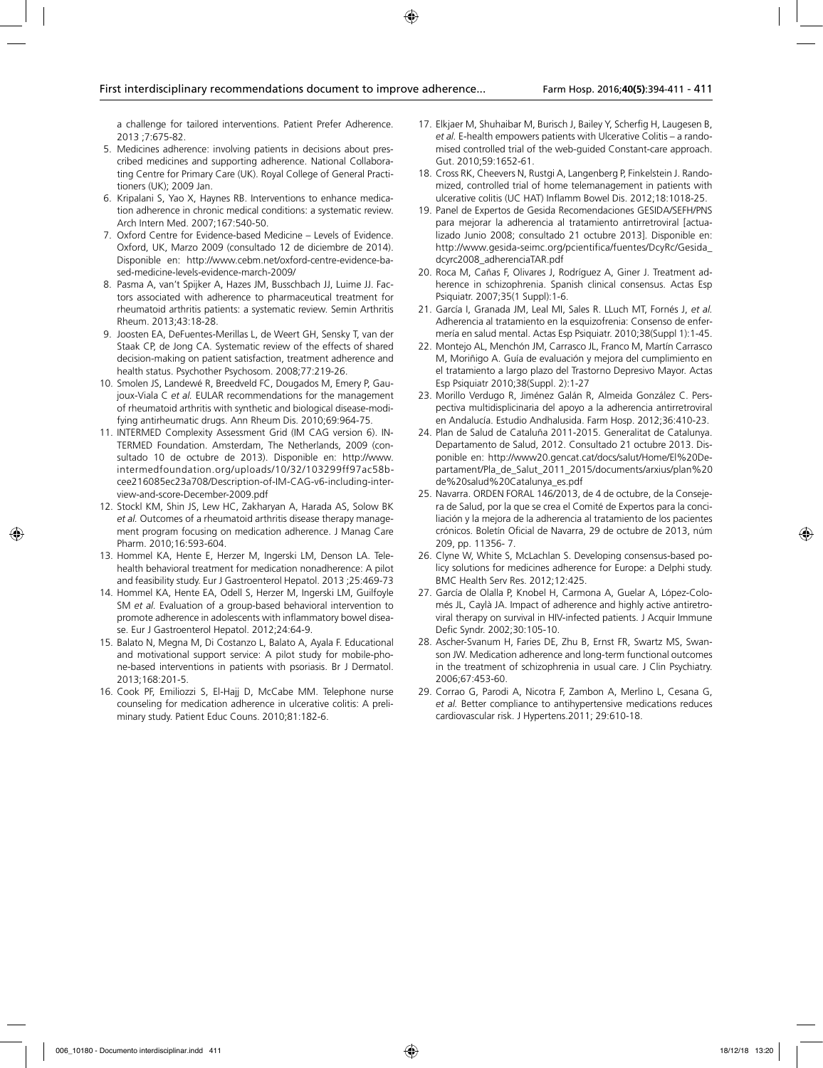a challenge for tailored interventions. Patient Prefer Adherence. 2013 ;7:675-82.

5. Medicines adherence: involving patients in decisions about prescribed medicines and supporting adherence. National Collaborating Centre for Primary Care (UK). Royal College of General Practitioners (UK); 2009 Jan.
6. Kripalani S, Yao X, Haynes RB. Interventions to enhance medication adherence in chronic medical conditions: a systematic review. Arch Intern Med. 2007;167:540-50.
7. Oxford Centre for Evidence-based Medicine – Levels of Evidence. Oxford, UK, Marzo 2009 (consultado 12 de diciembre de 2014). Disponible en: http://www.cebm.net/oxford-centre-evidence-based-medicine-levels-evidence-march-2009/
8. Pasma A, van't Spijker A, Hazes JM, Busschbach JJ, Luime JJ. Factors associated with adherence to pharmaceutical treatment for rheumatoid arthritis patients: a systematic review. Semin Arthritis Rheum. 2013;43:18-28.
9. Joosten EA, DeFuentes-Merillas L, de Weert GH, Sensky T, van der Staak CP, de Jong CA. Systematic review of the effects of shared decision-making on patient satisfaction, treatment adherence and health status. Psychother Psychosom. 2008;77:219-26.
10. Smolen JS, Landewé R, Breedveld FC, Dougados M, Emery P, Gaujoux-Viala C *et al.* EULAR recommendations for the management of rheumatoid arthritis with synthetic and biological disease-modifying antirheumatic drugs. Ann Rheum Dis. 2010;69:964-75.
11. INTERMED Complexity Assessment Grid (IM CAG version 6). INTERMED Foundation. Amsterdam, The Netherlands, 2009 (consultado 10 de octubre de 2013). Disponible en: http://www.intermedfoundation.org/uploads/10/32/103299ff97ac58bcee216085ec23a708/Description-of-IM-CAG-v6-including-interview-and-score-December-2009.pdf
12. Stockl KM, Shin JS, Lew HC, Zakharyan A, Harada AS, Solow BK *et al.* Outcomes of a rheumatoid arthritis disease therapy management program focusing on medication adherence. J Manag Care Pharm. 2010;16:593-604.
13. Hommel KA, Hente E, Herzer M, Ingerski LM, Denson LA. Telehealth behavioral treatment for medication nonadherence: A pilot and feasibility study. Eur J Gastroenterol Hepatol. 2013 ;25:469-73
14. Hommel KA, Hente EA, Odell S, Herzer M, Ingerski LM, Guilfoyle SM *et al.* Evaluation of a group-based behavioral intervention to promote adherence in adolescents with inflammatory bowel disease. Eur J Gastroenterol Hepatol. 2012;24:64-9.
15. Balato N, Megna M, Di Costanzo L, Balato A, Ayala F. Educational and motivational support service: A pilot study for mobile-phone-based interventions in patients with psoriasis. Br J Dermatol. 2013;168:201-5.
16. Cook PF, Emiliozzi S, El-Hajj D, McCabe MM. Telephone nurse counseling for medication adherence in ulcerative colitis: A preliminary study. Patient Educ Couns. 2010;81:182-6.
17. Elkjaer M, Shuhaibar M, Burisch J, Bailey Y, Scherfig H, Laugesen B, *et al.* E-health empowers patients with Ulcerative Colitis – a randomised controlled trial of the web-guided Constant-care approach. Gut. 2010;59:1652-61.
18. Cross RK, Cheevers N, Rustgi A, Langenberg P, Finkelstein J. Randomized, controlled trial of home telemanagement in patients with ulcerative colitis (UC HAT) Inflamm Bowel Dis. 2012;18:1018-25.
19. Panel de Expertos de Gesida Recomendaciones GESIDA/SEFH/PNS para mejorar la adherencia al tratamiento antirretroviral [actualizado Junio 2008; consultado 21 octubre 2013]. Disponible en: http://www.gesida-seimc.org/pcientifica/fuentes/DcyRc/Gesida_dcyrc2008_adherenciaTAR.pdf
20. Roca M, Cañas F, Olivares J, Rodríguez A, Giner J. Treatment adherence in schizophrenia. Spanish clinical consensus. Actas Esp Psiquiatr. 2007;35(1 Suppl):1-6.
21. García I, Granada JM, Leal MI, Sales R. LLuch MT, Fornés J, *et al.* Adherencia al tratamiento en la esquizofrenia: Consenso de enfermería en salud mental. Actas Esp Psiquiatr. 2010;38(Suppl 1):1-45.
22. Montejo AL, Menchón JM, Carrasco JL, Franco M, Martín Carrasco M, Moriñigo A. Guía de evaluación y mejora del cumplimiento en el tratamiento a largo plazo del Trastorno Depresivo Mayor. Actas Esp Psiquiatr 2010;38(Suppl. 2):1-27
23. Morillo Verdugo R, Jiménez Galán R, Almeida González C. Perspectiva multidisplicinaria del apoyo a la adherencia antirretroviral en Andalucía. Estudio Andhalusida. Farm Hosp. 2012;36:410-23.
24. Plan de Salud de Cataluña 2011-2015. Generalitat de Catalunya. Departamento de Salud, 2012. Consultado 21 octubre 2013. Disponible en: http://www20.gencat.cat/docs/salut/Home/El%20Departament/Pla_de_Salut_2011_2015/documents/arxius/plan%20de%20salud%20Catalunya_es.pdf
25. Navarra. ORDEN FORAL 146/2013, de 4 de octubre, de la Consejera de Salud, por la que se crea el Comité de Expertos para la conciliación y la mejora de la adherencia al tratamiento de los pacientes crónicos. Boletín Oficial de Navarra, 29 de octubre de 2013, núm 209, pp. 11356- 7.
26. Clyne W, White S, McLachlan S. Developing consensus-based policy solutions for medicines adherence for Europe: a Delphi study. BMC Health Serv Res. 2012;12:425.
27. García de Olalla P, Knobel H, Carmona A, Guelar A, López-Colomés JL, Caylà JA. Impact of adherence and highly active antiretroviral therapy on survival in HIV-infected patients. J Acquir Immune Defic Syndr. 2002;30:105-10.
28. Ascher-Svanum H, Faries DE, Zhu B, Ernst FR, Swartz MS, Swanson JW. Medication adherence and long-term functional outcomes in the treatment of schizophrenia in usual care. J Clin Psychiatry. 2006;67:453-60.
29. Corrao G, Parodi A, Nicotra F, Zambon A, Merlino L, Cesana G, *et al.* Better compliance to antihypertensive medications reduces cardiovascular risk. J Hypertens.2011; 29:610-18.